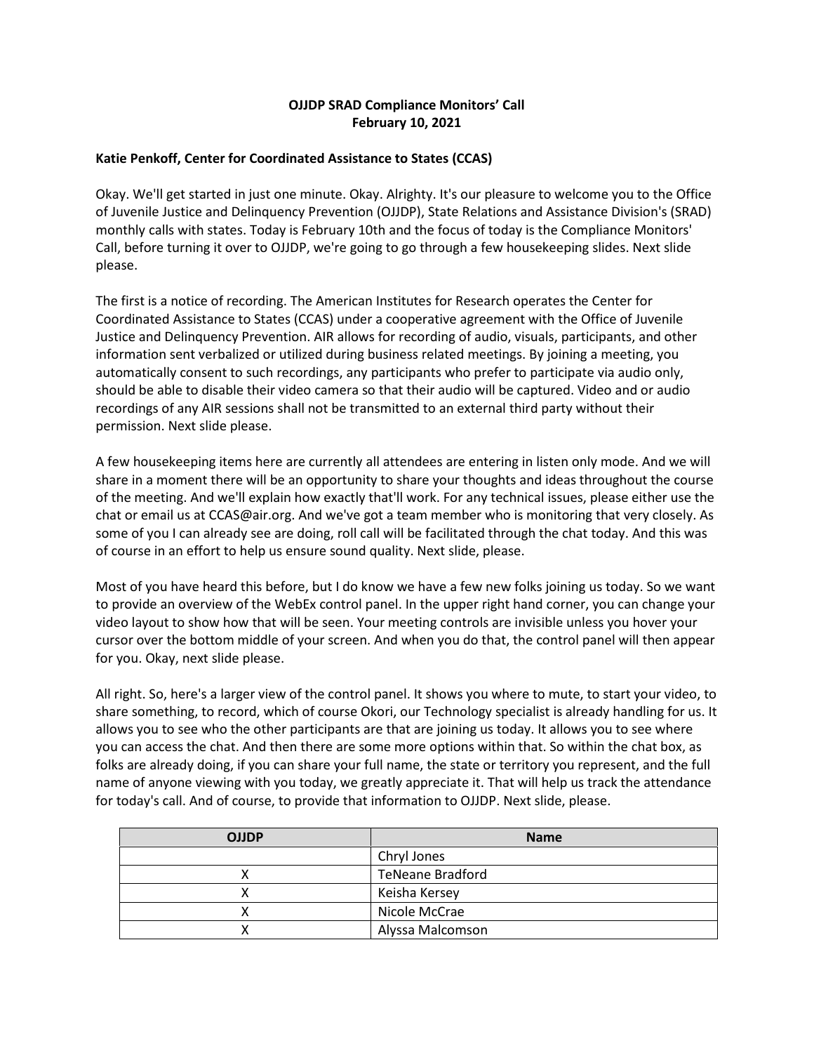**OJJDP SRAD Compliance Monitors' Call**
**February 10, 2021**

**Katie Penkoff, Center for Coordinated Assistance to States (CCAS)**

Okay. We'll get started in just one minute. Okay. Alrighty. It's our pleasure to welcome you to the Office of Juvenile Justice and Delinquency Prevention (OJJDP), State Relations and Assistance Division's (SRAD) monthly calls with states. Today is February 10th and the focus of today is the Compliance Monitors' Call, before turning it over to OJJDP, we're going to go through a few housekeeping slides. Next slide please.

The first is a notice of recording. The American Institutes for Research operates the Center for Coordinated Assistance to States (CCAS) under a cooperative agreement with the Office of Juvenile Justice and Delinquency Prevention. AIR allows for recording of audio, visuals, participants, and other information sent verbalized or utilized during business related meetings. By joining a meeting, you automatically consent to such recordings, any participants who prefer to participate via audio only, should be able to disable their video camera so that their audio will be captured. Video and or audio recordings of any AIR sessions shall not be transmitted to an external third party without their permission. Next slide please.

A few housekeeping items here are currently all attendees are entering in listen only mode. And we will share in a moment there will be an opportunity to share your thoughts and ideas throughout the course of the meeting. And we'll explain how exactly that'll work. For any technical issues, please either use the chat or email us at CCAS@air.org. And we've got a team member who is monitoring that very closely. As some of you I can already see are doing, roll call will be facilitated through the chat today. And this was of course in an effort to help us ensure sound quality. Next slide, please.

Most of you have heard this before, but I do know we have a few new folks joining us today. So we want to provide an overview of the WebEx control panel. In the upper right hand corner, you can change your video layout to show how that will be seen. Your meeting controls are invisible unless you hover your cursor over the bottom middle of your screen. And when you do that, the control panel will then appear for you. Okay, next slide please.

All right. So, here's a larger view of the control panel. It shows you where to mute, to start your video, to share something, to record, which of course Okori, our Technology specialist is already handling for us. It allows you to see who the other participants are that are joining us today. It allows you to see where you can access the chat. And then there are some more options within that. So within the chat box, as folks are already doing, if you can share your full name, the state or territory you represent, and the full name of anyone viewing with you today, we greatly appreciate it. That will help us track the attendance for today's call. And of course, to provide that information to OJJDP. Next slide, please.

| OJJDP | Name |
|---|---|
| | Chryl Jones |
| X | TeNeane Bradford |
| X | Keisha Kersey |
| X | Nicole McCrae |
| X | Alyssa Malcomson |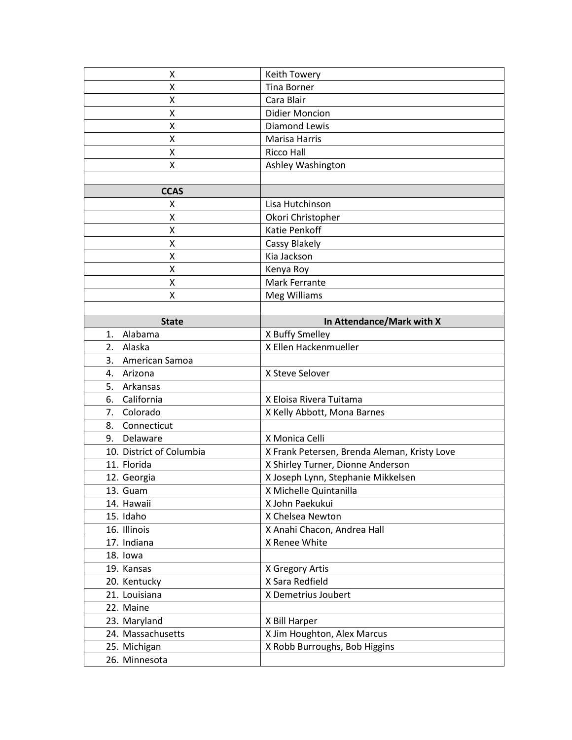| | |
|---|---|
| X | Keith Towery |
| X | Tina Borner |
| X | Cara Blair |
| X | Didier Moncion |
| X | Diamond Lewis |
| X | Marisa Harris |
| X | Ricco Hall |
| X | Ashley Washington |
| | |
| **CCAS** | |
| X | Lisa Hutchinson |
| X | Okori Christopher |
| X | Katie Penkoff |
| X | Cassy Blakely |
| X | Kia Jackson |
| X | Kenya Roy |
| X | Mark Ferrante |
| X | Meg Williams |
| | |
| **State** | **In Attendance/Mark with X** |
| 1. Alabama | X Buffy Smelley |
| 2. Alaska | X Ellen Hackenmueller |
| 3. American Samoa | |
| 4. Arizona | X Steve Selover |
| 5. Arkansas | |
| 6. California | X Eloisa Rivera Tuitama |
| 7. Colorado | X Kelly Abbott, Mona Barnes |
| 8. Connecticut | |
| 9. Delaware | X Monica Celli |
| 10. District of Columbia | X Frank Petersen, Brenda Aleman, Kristy Love |
| 11. Florida | X Shirley Turner, Dionne Anderson |
| 12. Georgia | X Joseph Lynn, Stephanie Mikkelsen |
| 13. Guam | X Michelle Quintanilla |
| 14. Hawaii | X John Paekukui |
| 15. Idaho | X Chelsea Newton |
| 16. Illinois | X Anahi Chacon, Andrea Hall |
| 17. Indiana | X Renee White |
| 18. Iowa | |
| 19. Kansas | X Gregory Artis |
| 20. Kentucky | X Sara Redfield |
| 21. Louisiana | X Demetrius Joubert |
| 22. Maine | |
| 23. Maryland | X Bill Harper |
| 24. Massachusetts | X Jim Houghton, Alex Marcus |
| 25. Michigan | X Robb Burroughs, Bob Higgins |
| 26. Minnesota | |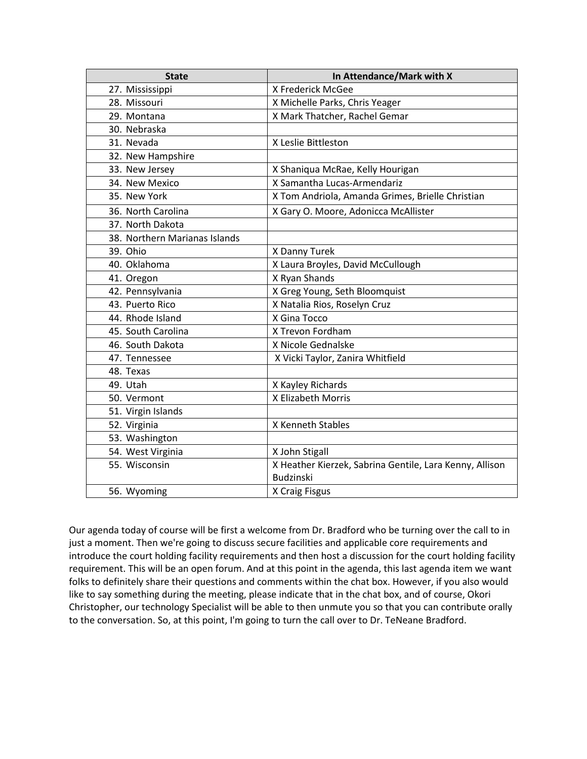| State | In Attendance/Mark with X |
|---|---|
| 27. Mississippi | X Frederick McGee |
| 28. Missouri | X Michelle Parks, Chris Yeager |
| 29. Montana | X Mark Thatcher, Rachel Gemar |
| 30. Nebraska | |
| 31. Nevada | X Leslie Bittleston |
| 32. New Hampshire | |
| 33. New Jersey | X Shaniqua McRae, Kelly Hourigan |
| 34. New Mexico | X Samantha Lucas-Armendariz |
| 35. New York | X Tom Andriola, Amanda Grimes, Brielle Christian |
| 36. North Carolina | X Gary O. Moore, Adonicca McAllister |
| 37. North Dakota | |
| 38. Northern Marianas Islands | |
| 39. Ohio | X Danny Turek |
| 40. Oklahoma | X Laura Broyles, David McCullough |
| 41. Oregon | X Ryan Shands |
| 42. Pennsylvania | X Greg Young, Seth Bloomquist |
| 43. Puerto Rico | X Natalia Rios, Roselyn Cruz |
| 44. Rhode Island | X Gina Tocco |
| 45. South Carolina | X Trevon Fordham |
| 46. South Dakota | X Nicole Gednalske |
| 47. Tennessee | X Vicki Taylor, Zanira Whitfield |
| 48. Texas | |
| 49. Utah | X Kayley Richards |
| 50. Vermont | X Elizabeth Morris |
| 51. Virgin Islands | |
| 52. Virginia | X Kenneth Stables |
| 53. Washington | |
| 54. West Virginia | X John Stigall |
| 55. Wisconsin | X Heather Kierzek, Sabrina Gentile, Lara Kenny, Allison Budzinski |
| 56. Wyoming | X Craig Fisgus |

Our agenda today of course will be first a welcome from Dr. Bradford who be turning over the call to in just a moment. Then we're going to discuss secure facilities and applicable core requirements and introduce the court holding facility requirements and then host a discussion for the court holding facility requirement. This will be an open forum. And at this point in the agenda, this last agenda item we want folks to definitely share their questions and comments within the chat box. However, if you also would like to say something during the meeting, please indicate that in the chat box, and of course, Okori Christopher, our technology Specialist will be able to then unmute you so that you can contribute orally to the conversation. So, at this point, I'm going to turn the call over to Dr. TeNeane Bradford.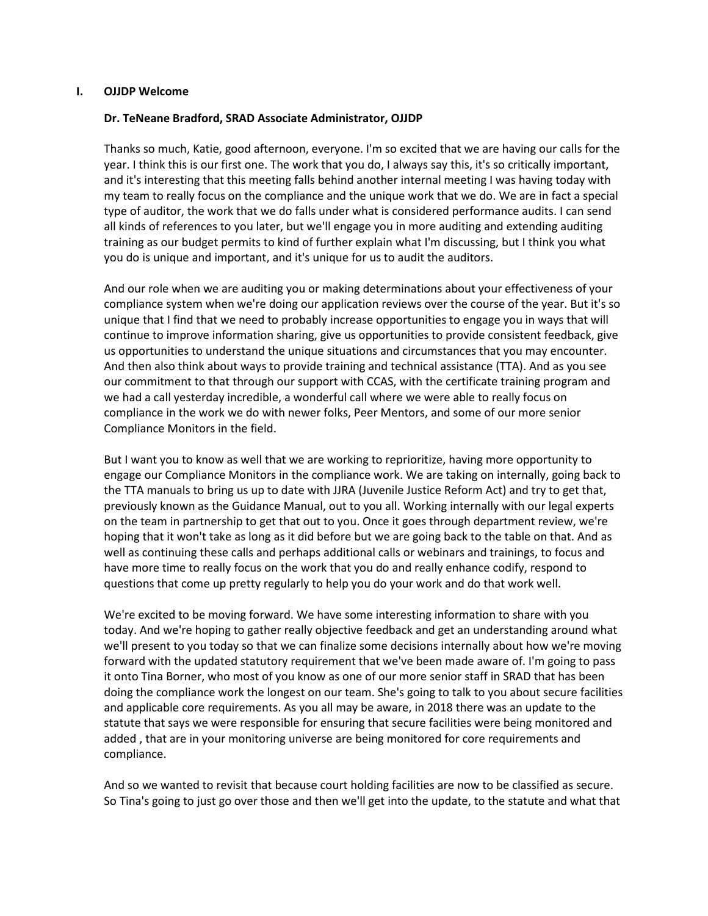## I. OJJDP Welcome

**Dr. TeNeane Bradford, SRAD Associate Administrator, OJJDP**

Thanks so much, Katie, good afternoon, everyone. I'm so excited that we are having our calls for the year. I think this is our first one. The work that you do, I always say this, it's so critically important, and it's interesting that this meeting falls behind another internal meeting I was having today with my team to really focus on the compliance and the unique work that we do. We are in fact a special type of auditor, the work that we do falls under what is considered performance audits. I can send all kinds of references to you later, but we'll engage you in more auditing and extending auditing training as our budget permits to kind of further explain what I'm discussing, but I think you what you do is unique and important, and it's unique for us to audit the auditors.

And our role when we are auditing you or making determinations about your effectiveness of your compliance system when we're doing our application reviews over the course of the year. But it's so unique that I find that we need to probably increase opportunities to engage you in ways that will continue to improve information sharing, give us opportunities to provide consistent feedback, give us opportunities to understand the unique situations and circumstances that you may encounter. And then also think about ways to provide training and technical assistance (TTA). And as you see our commitment to that through our support with CCAS, with the certificate training program and we had a call yesterday incredible, a wonderful call where we were able to really focus on compliance in the work we do with newer folks, Peer Mentors, and some of our more senior Compliance Monitors in the field.

But I want you to know as well that we are working to reprioritize, having more opportunity to engage our Compliance Monitors in the compliance work. We are taking on internally, going back to the TTA manuals to bring us up to date with JJRA (Juvenile Justice Reform Act) and try to get that, previously known as the Guidance Manual, out to you all. Working internally with our legal experts on the team in partnership to get that out to you. Once it goes through department review, we're hoping that it won't take as long as it did before but we are going back to the table on that. And as well as continuing these calls and perhaps additional calls or webinars and trainings, to focus and have more time to really focus on the work that you do and really enhance codify, respond to questions that come up pretty regularly to help you do your work and do that work well.

We're excited to be moving forward. We have some interesting information to share with you today. And we're hoping to gather really objective feedback and get an understanding around what we'll present to you today so that we can finalize some decisions internally about how we're moving forward with the updated statutory requirement that we've been made aware of. I'm going to pass it onto Tina Borner, who most of you know as one of our more senior staff in SRAD that has been doing the compliance work the longest on our team. She's going to talk to you about secure facilities and applicable core requirements. As you all may be aware, in 2018 there was an update to the statute that says we were responsible for ensuring that secure facilities were being monitored and added , that are in your monitoring universe are being monitored for core requirements and compliance.

And so we wanted to revisit that because court holding facilities are now to be classified as secure. So Tina's going to just go over those and then we'll get into the update, to the statute and what that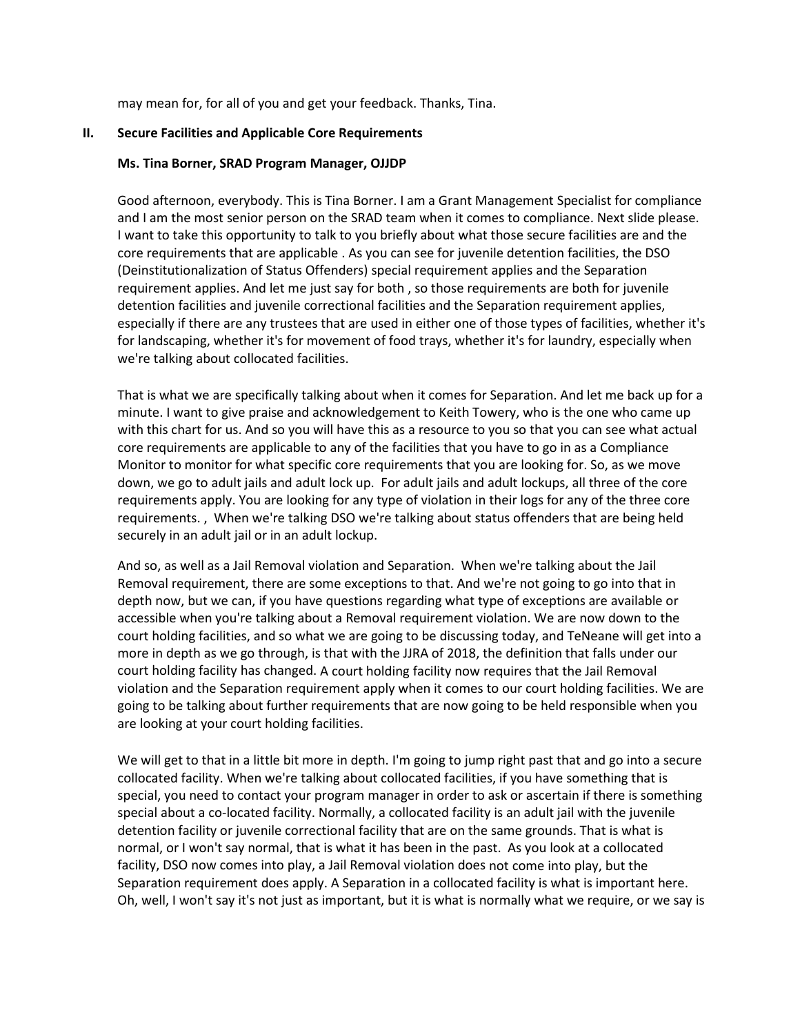may mean for, for all of you and get your feedback. Thanks, Tina.

## II. Secure Facilities and Applicable Core Requirements

**Ms. Tina Borner, SRAD Program Manager, OJJDP**

Good afternoon, everybody. This is Tina Borner. I am a Grant Management Specialist for compliance and I am the most senior person on the SRAD team when it comes to compliance. Next slide please. I want to take this opportunity to talk to you briefly about what those secure facilities are and the core requirements that are applicable . As you can see for juvenile detention facilities, the DSO (Deinstitutionalization of Status Offenders) special requirement applies and the Separation requirement applies. And let me just say for both , so those requirements are both for juvenile detention facilities and juvenile correctional facilities and the Separation requirement applies, especially if there are any trustees that are used in either one of those types of facilities, whether it's for landscaping, whether it's for movement of food trays, whether it's for laundry, especially when we're talking about collocated facilities.

That is what we are specifically talking about when it comes for Separation. And let me back up for a minute. I want to give praise and acknowledgement to Keith Towery, who is the one who came up with this chart for us. And so you will have this as a resource to you so that you can see what actual core requirements are applicable to any of the facilities that you have to go in as a Compliance Monitor to monitor for what specific core requirements that you are looking for. So, as we move down, we go to adult jails and adult lock up. For adult jails and adult lockups, all three of the core requirements apply. You are looking for any type of violation in their logs for any of the three core requirements. , When we're talking DSO we're talking about status offenders that are being held securely in an adult jail or in an adult lockup.

And so, as well as a Jail Removal violation and Separation. When we're talking about the Jail Removal requirement, there are some exceptions to that. And we're not going to go into that in depth now, but we can, if you have questions regarding what type of exceptions are available or accessible when you're talking about a Removal requirement violation. We are now down to the court holding facilities, and so what we are going to be discussing today, and TeNeane will get into a more in depth as we go through, is that with the JJRA of 2018, the definition that falls under our court holding facility has changed. A court holding facility now requires that the Jail Removal violation and the Separation requirement apply when it comes to our court holding facilities. We are going to be talking about further requirements that are now going to be held responsible when you are looking at your court holding facilities.

We will get to that in a little bit more in depth. I'm going to jump right past that and go into a secure collocated facility. When we're talking about collocated facilities, if you have something that is special, you need to contact your program manager in order to ask or ascertain if there is something special about a co-located facility. Normally, a collocated facility is an adult jail with the juvenile detention facility or juvenile correctional facility that are on the same grounds. That is what is normal, or I won't say normal, that is what it has been in the past. As you look at a collocated facility, DSO now comes into play, a Jail Removal violation does not come into play, but the Separation requirement does apply. A Separation in a collocated facility is what is important here. Oh, well, I won't say it's not just as important, but it is what is normally what we require, or we say is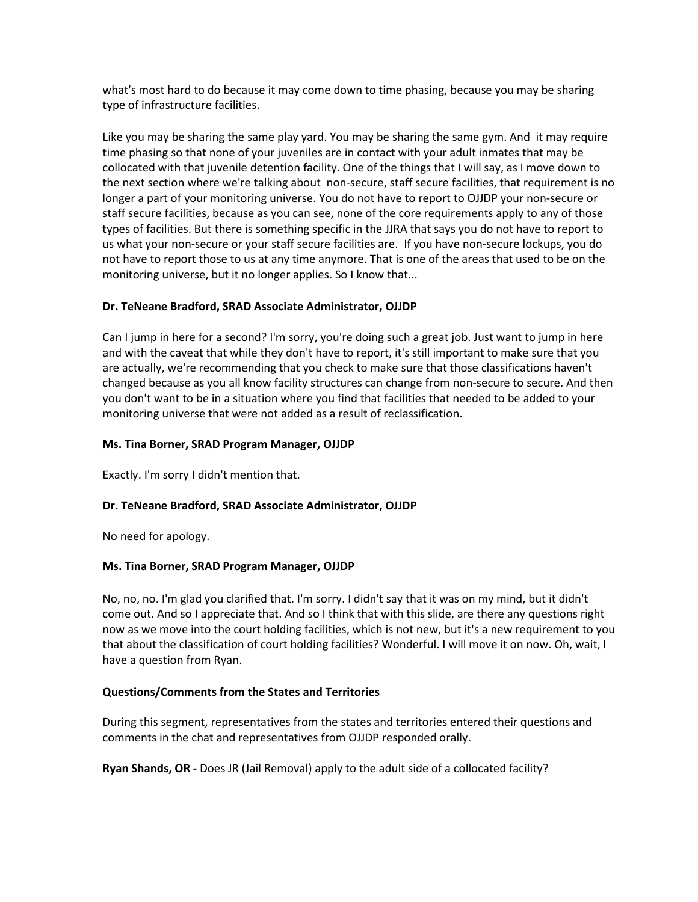what's most hard to do because it may come down to time phasing, because you may be sharing type of infrastructure facilities.

Like you may be sharing the same play yard. You may be sharing the same gym. And it may require time phasing so that none of your juveniles are in contact with your adult inmates that may be collocated with that juvenile detention facility. One of the things that I will say, as I move down to the next section where we're talking about non-secure, staff secure facilities, that requirement is no longer a part of your monitoring universe. You do not have to report to OJJDP your non-secure or staff secure facilities, because as you can see, none of the core requirements apply to any of those types of facilities. But there is something specific in the JJRA that says you do not have to report to us what your non-secure or your staff secure facilities are. If you have non-secure lockups, you do not have to report those to us at any time anymore. That is one of the areas that used to be on the monitoring universe, but it no longer applies. So I know that...

**Dr. TeNeane Bradford, SRAD Associate Administrator, OJJDP**

Can I jump in here for a second? I'm sorry, you're doing such a great job. Just want to jump in here and with the caveat that while they don't have to report, it's still important to make sure that you are actually, we're recommending that you check to make sure that those classifications haven't changed because as you all know facility structures can change from non-secure to secure. And then you don't want to be in a situation where you find that facilities that needed to be added to your monitoring universe that were not added as a result of reclassification.

**Ms. Tina Borner, SRAD Program Manager, OJJDP**

Exactly. I'm sorry I didn't mention that.

**Dr. TeNeane Bradford, SRAD Associate Administrator, OJJDP**

No need for apology.

**Ms. Tina Borner, SRAD Program Manager, OJJDP**

No, no, no. I'm glad you clarified that. I'm sorry. I didn't say that it was on my mind, but it didn't come out. And so I appreciate that. And so I think that with this slide, are there any questions right now as we move into the court holding facilities, which is not new, but it's a new requirement to you that about the classification of court holding facilities? Wonderful. I will move it on now. Oh, wait, I have a question from Ryan.

**<u>Questions/Comments from the States and Territories</u>**

During this segment, representatives from the states and territories entered their questions and comments in the chat and representatives from OJJDP responded orally.

**Ryan Shands, OR -** Does JR (Jail Removal) apply to the adult side of a collocated facility?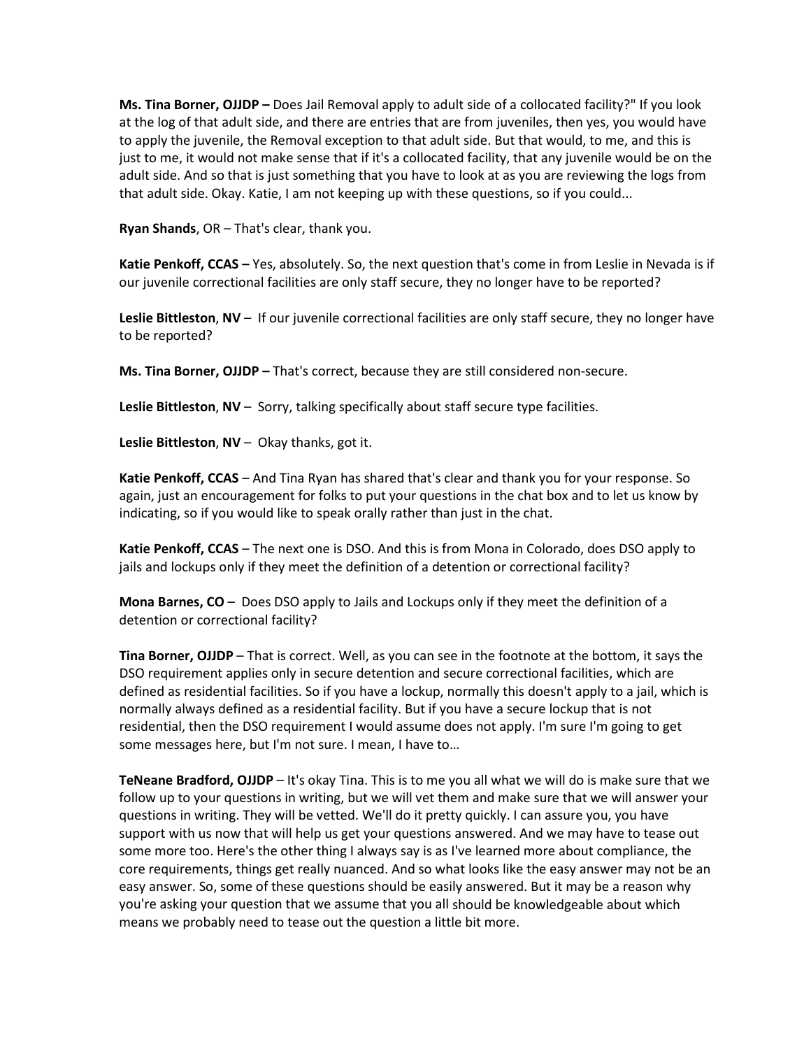**Ms. Tina Borner, OJJDP –** Does Jail Removal apply to adult side of a collocated facility?" If you look at the log of that adult side, and there are entries that are from juveniles, then yes, you would have to apply the juvenile, the Removal exception to that adult side. But that would, to me, and this is just to me, it would not make sense that if it's a collocated facility, that any juvenile would be on the adult side. And so that is just something that you have to look at as you are reviewing the logs from that adult side. Okay. Katie, I am not keeping up with these questions, so if you could...

**Ryan Shands**, OR – That's clear, thank you.

**Katie Penkoff, CCAS –** Yes, absolutely. So, the next question that's come in from Leslie in Nevada is if our juvenile correctional facilities are only staff secure, they no longer have to be reported?

**Leslie Bittleston**, **NV** – If our juvenile correctional facilities are only staff secure, they no longer have to be reported?

**Ms. Tina Borner, OJJDP –** That's correct, because they are still considered non-secure.

**Leslie Bittleston**, **NV** – Sorry, talking specifically about staff secure type facilities.

**Leslie Bittleston**, **NV** – Okay thanks, got it.

**Katie Penkoff, CCAS** – And Tina Ryan has shared that's clear and thank you for your response. So again, just an encouragement for folks to put your questions in the chat box and to let us know by indicating, so if you would like to speak orally rather than just in the chat.

**Katie Penkoff, CCAS** – The next one is DSO. And this is from Mona in Colorado, does DSO apply to jails and lockups only if they meet the definition of a detention or correctional facility?

**Mona Barnes, CO** – Does DSO apply to Jails and Lockups only if they meet the definition of a detention or correctional facility?

**Tina Borner, OJJDP** – That is correct. Well, as you can see in the footnote at the bottom, it says the DSO requirement applies only in secure detention and secure correctional facilities, which are defined as residential facilities. So if you have a lockup, normally this doesn't apply to a jail, which is normally always defined as a residential facility. But if you have a secure lockup that is not residential, then the DSO requirement I would assume does not apply. I'm sure I'm going to get some messages here, but I'm not sure. I mean, I have to…

**TeNeane Bradford, OJJDP** – It's okay Tina. This is to me you all what we will do is make sure that we follow up to your questions in writing, but we will vet them and make sure that we will answer your questions in writing. They will be vetted. We'll do it pretty quickly. I can assure you, you have support with us now that will help us get your questions answered. And we may have to tease out some more too. Here's the other thing I always say is as I've learned more about compliance, the core requirements, things get really nuanced. And so what looks like the easy answer may not be an easy answer. So, some of these questions should be easily answered. But it may be a reason why you're asking your question that we assume that you all should be knowledgeable about which means we probably need to tease out the question a little bit more.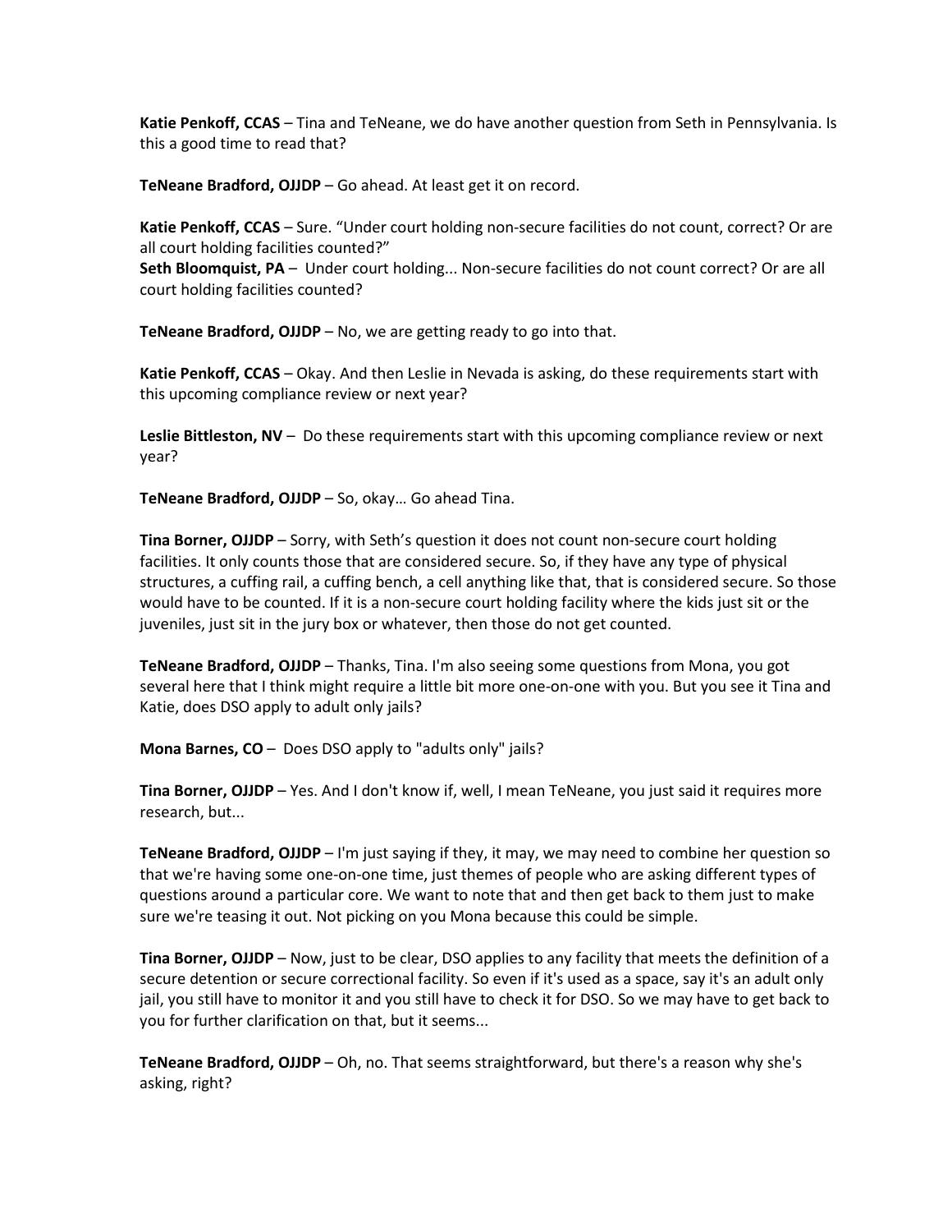**Katie Penkoff, CCAS** – Tina and TeNeane, we do have another question from Seth in Pennsylvania. Is this a good time to read that?

**TeNeane Bradford, OJJDP** – Go ahead. At least get it on record.

**Katie Penkoff, CCAS** – Sure. "Under court holding non-secure facilities do not count, correct? Or are all court holding facilities counted?"
**Seth Bloomquist, PA** – Under court holding... Non-secure facilities do not count correct? Or are all court holding facilities counted?

**TeNeane Bradford, OJJDP** – No, we are getting ready to go into that.

**Katie Penkoff, CCAS** – Okay. And then Leslie in Nevada is asking, do these requirements start with this upcoming compliance review or next year?

**Leslie Bittleston, NV** – Do these requirements start with this upcoming compliance review or next year?

**TeNeane Bradford, OJJDP** – So, okay… Go ahead Tina.

**Tina Borner, OJJDP** – Sorry, with Seth's question it does not count non-secure court holding facilities. It only counts those that are considered secure. So, if they have any type of physical structures, a cuffing rail, a cuffing bench, a cell anything like that, that is considered secure. So those would have to be counted. If it is a non-secure court holding facility where the kids just sit or the juveniles, just sit in the jury box or whatever, then those do not get counted.

**TeNeane Bradford, OJJDP** – Thanks, Tina. I'm also seeing some questions from Mona, you got several here that I think might require a little bit more one-on-one with you. But you see it Tina and Katie, does DSO apply to adult only jails?

**Mona Barnes, CO** – Does DSO apply to "adults only" jails?

**Tina Borner, OJJDP** – Yes. And I don't know if, well, I mean TeNeane, you just said it requires more research, but...

**TeNeane Bradford, OJJDP** – I'm just saying if they, it may, we may need to combine her question so that we're having some one-on-one time, just themes of people who are asking different types of questions around a particular core. We want to note that and then get back to them just to make sure we're teasing it out. Not picking on you Mona because this could be simple.

**Tina Borner, OJJDP** – Now, just to be clear, DSO applies to any facility that meets the definition of a secure detention or secure correctional facility. So even if it's used as a space, say it's an adult only jail, you still have to monitor it and you still have to check it for DSO. So we may have to get back to you for further clarification on that, but it seems...

**TeNeane Bradford, OJJDP** – Oh, no. That seems straightforward, but there's a reason why she's asking, right?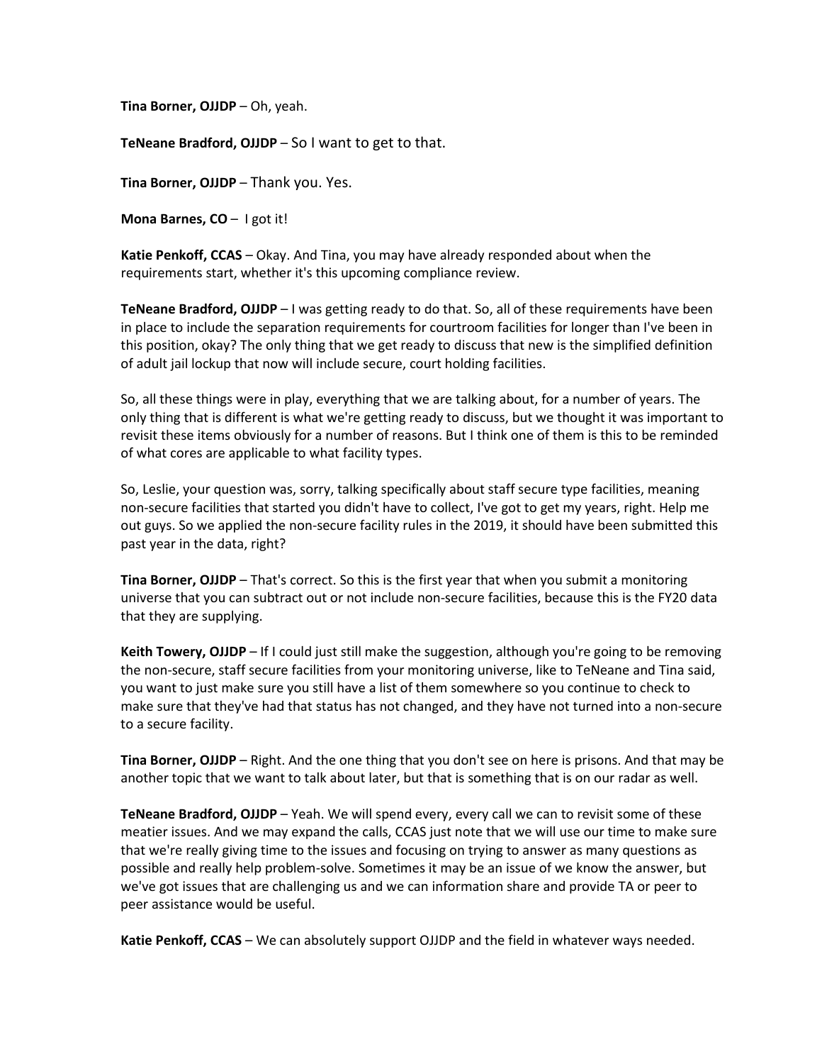**Tina Borner, OJJDP** – Oh, yeah.

**TeNeane Bradford, OJJDP** – So I want to get to that.

**Tina Borner, OJJDP** – Thank you. Yes.

**Mona Barnes, CO** – I got it!

**Katie Penkoff, CCAS** – Okay. And Tina, you may have already responded about when the requirements start, whether it's this upcoming compliance review.

**TeNeane Bradford, OJJDP** – I was getting ready to do that. So, all of these requirements have been in place to include the separation requirements for courtroom facilities for longer than I've been in this position, okay? The only thing that we get ready to discuss that new is the simplified definition of adult jail lockup that now will include secure, court holding facilities.

So, all these things were in play, everything that we are talking about, for a number of years. The only thing that is different is what we're getting ready to discuss, but we thought it was important to revisit these items obviously for a number of reasons. But I think one of them is this to be reminded of what cores are applicable to what facility types.

So, Leslie, your question was, sorry, talking specifically about staff secure type facilities, meaning non-secure facilities that started you didn't have to collect, I've got to get my years, right. Help me out guys. So we applied the non-secure facility rules in the 2019, it should have been submitted this past year in the data, right?

**Tina Borner, OJJDP** – That's correct. So this is the first year that when you submit a monitoring universe that you can subtract out or not include non-secure facilities, because this is the FY20 data that they are supplying.

**Keith Towery, OJJDP** – If I could just still make the suggestion, although you're going to be removing the non-secure, staff secure facilities from your monitoring universe, like to TeNeane and Tina said, you want to just make sure you still have a list of them somewhere so you continue to check to make sure that they've had that status has not changed, and they have not turned into a non-secure to a secure facility.

**Tina Borner, OJJDP** – Right. And the one thing that you don't see on here is prisons. And that may be another topic that we want to talk about later, but that is something that is on our radar as well.

**TeNeane Bradford, OJJDP** – Yeah. We will spend every, every call we can to revisit some of these meatier issues. And we may expand the calls, CCAS just note that we will use our time to make sure that we're really giving time to the issues and focusing on trying to answer as many questions as possible and really help problem-solve. Sometimes it may be an issue of we know the answer, but we've got issues that are challenging us and we can information share and provide TA or peer to peer assistance would be useful.

**Katie Penkoff, CCAS** – We can absolutely support OJJDP and the field in whatever ways needed.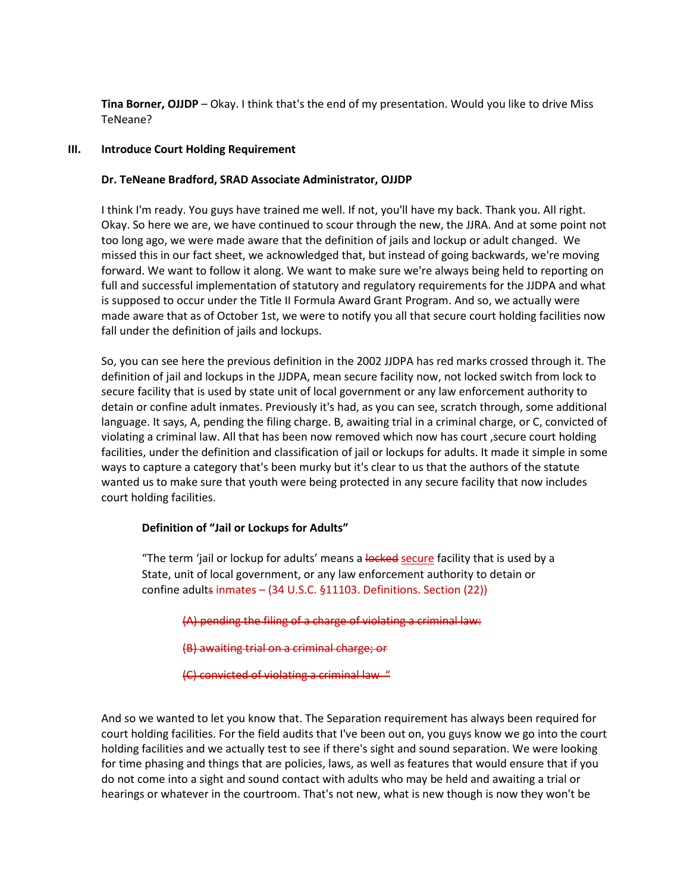**Tina Borner, OJJDP** – Okay. I think that's the end of my presentation. Would you like to drive Miss TeNeane?

## III. Introduce Court Holding Requirement

**Dr. TeNeane Bradford, SRAD Associate Administrator, OJJDP**

I think I'm ready. You guys have trained me well. If not, you'll have my back. Thank you. All right. Okay. So here we are, we have continued to scour through the new, the JJRA. And at some point not too long ago, we were made aware that the definition of jails and lockup or adult changed. We missed this in our fact sheet, we acknowledged that, but instead of going backwards, we're moving forward. We want to follow it along. We want to make sure we're always being held to reporting on full and successful implementation of statutory and regulatory requirements for the JJDPA and what is supposed to occur under the Title II Formula Award Grant Program. And so, we actually were made aware that as of October 1st, we were to notify you all that secure court holding facilities now fall under the definition of jails and lockups.

So, you can see here the previous definition in the 2002 JJDPA has red marks crossed through it. The definition of jail and lockups in the JJDPA, mean secure facility now, not locked switch from lock to secure facility that is used by state unit of local government or any law enforcement authority to detain or confine adult inmates. Previously it's had, as you can see, scratch through, some additional language. It says, A, pending the filing charge. B, awaiting trial in a criminal charge, or C, convicted of violating a criminal law. All that has been now removed which now has court ,secure court holding facilities, under the definition and classification of jail or lockups for adults. It made it simple in some ways to capture a category that's been murky but it's clear to us that the authors of the statute wanted us to make sure that youth were being protected in any secure facility that now includes court holding facilities.

**Definition of "Jail or Lockups for Adults"**

"The term 'jail or lockup for adults' means a ~~locked~~ secure facility that is used by a State, unit of local government, or any law enforcement authority to detain or confine adult~~s~~ inmates – (34 U.S.C. §11103. Definitions. Section (22))

~~(A) pending the filing of a charge of violating a criminal law:~~

~~(B) awaiting trial on a criminal charge; or~~

~~(C) convicted of violating a criminal law. "~~

And so we wanted to let you know that. The Separation requirement has always been required for court holding facilities. For the field audits that I've been out on, you guys know we go into the court holding facilities and we actually test to see if there's sight and sound separation. We were looking for time phasing and things that are policies, laws, as well as features that would ensure that if you do not come into a sight and sound contact with adults who may be held and awaiting a trial or hearings or whatever in the courtroom. That's not new, what is new though is now they won't be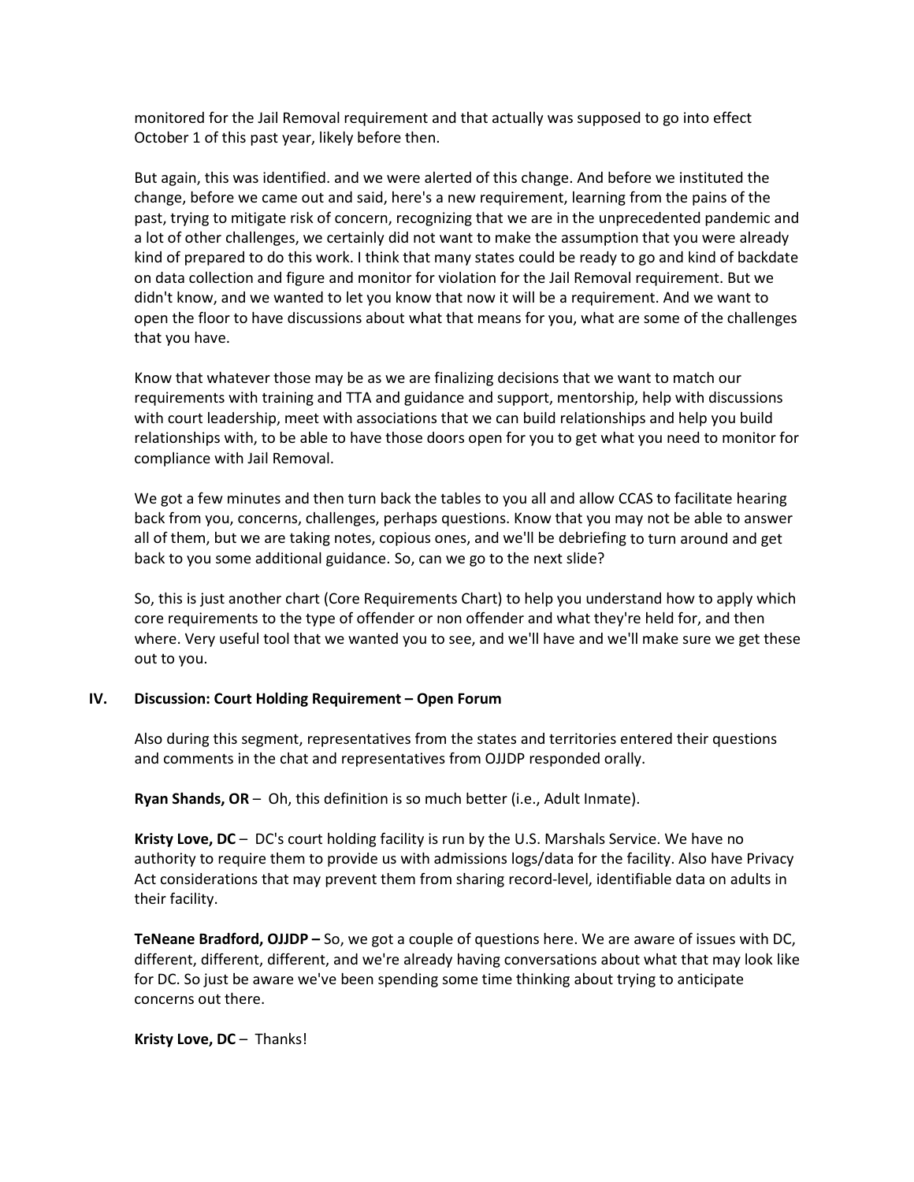monitored for the Jail Removal requirement and that actually was supposed to go into effect October 1 of this past year, likely before then.

But again, this was identified. and we were alerted of this change. And before we instituted the change, before we came out and said, here's a new requirement, learning from the pains of the past, trying to mitigate risk of concern, recognizing that we are in the unprecedented pandemic and a lot of other challenges, we certainly did not want to make the assumption that you were already kind of prepared to do this work. I think that many states could be ready to go and kind of backdate on data collection and figure and monitor for violation for the Jail Removal requirement. But we didn't know, and we wanted to let you know that now it will be a requirement. And we want to open the floor to have discussions about what that means for you, what are some of the challenges that you have.

Know that whatever those may be as we are finalizing decisions that we want to match our requirements with training and TTA and guidance and support, mentorship, help with discussions with court leadership, meet with associations that we can build relationships and help you build relationships with, to be able to have those doors open for you to get what you need to monitor for compliance with Jail Removal.

We got a few minutes and then turn back the tables to you all and allow CCAS to facilitate hearing back from you, concerns, challenges, perhaps questions. Know that you may not be able to answer all of them, but we are taking notes, copious ones, and we'll be debriefing to turn around and get back to you some additional guidance. So, can we go to the next slide?

So, this is just another chart (Core Requirements Chart) to help you understand how to apply which core requirements to the type of offender or non offender and what they're held for, and then where. Very useful tool that we wanted you to see, and we'll have and we'll make sure we get these out to you.

## IV. Discussion: Court Holding Requirement – Open Forum

Also during this segment, representatives from the states and territories entered their questions and comments in the chat and representatives from OJJDP responded orally.

**Ryan Shands, OR** – Oh, this definition is so much better (i.e., Adult Inmate).

**Kristy Love, DC** – DC's court holding facility is run by the U.S. Marshals Service. We have no authority to require them to provide us with admissions logs/data for the facility. Also have Privacy Act considerations that may prevent them from sharing record-level, identifiable data on adults in their facility.

**TeNeane Bradford, OJJDP –** So, we got a couple of questions here. We are aware of issues with DC, different, different, different, and we're already having conversations about what that may look like for DC. So just be aware we've been spending some time thinking about trying to anticipate concerns out there.

**Kristy Love, DC** – Thanks!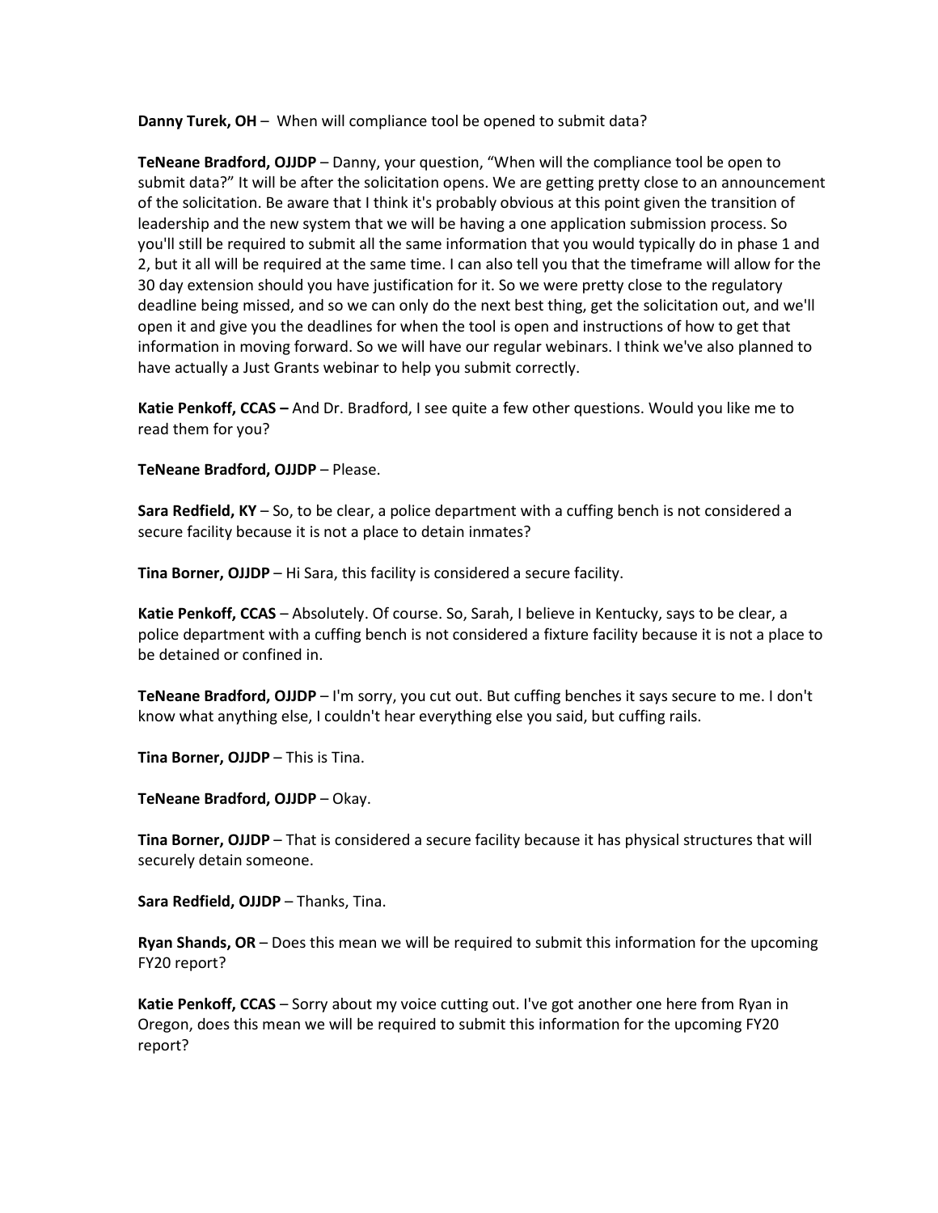**Danny Turek, OH** – When will compliance tool be opened to submit data?

**TeNeane Bradford, OJJDP** – Danny, your question, "When will the compliance tool be open to submit data?" It will be after the solicitation opens. We are getting pretty close to an announcement of the solicitation. Be aware that I think it's probably obvious at this point given the transition of leadership and the new system that we will be having a one application submission process. So you'll still be required to submit all the same information that you would typically do in phase 1 and 2, but it all will be required at the same time. I can also tell you that the timeframe will allow for the 30 day extension should you have justification for it. So we were pretty close to the regulatory deadline being missed, and so we can only do the next best thing, get the solicitation out, and we'll open it and give you the deadlines for when the tool is open and instructions of how to get that information in moving forward. So we will have our regular webinars. I think we've also planned to have actually a Just Grants webinar to help you submit correctly.

**Katie Penkoff, CCAS –** And Dr. Bradford, I see quite a few other questions. Would you like me to read them for you?

**TeNeane Bradford, OJJDP** – Please.

**Sara Redfield, KY** – So, to be clear, a police department with a cuffing bench is not considered a secure facility because it is not a place to detain inmates?

**Tina Borner, OJJDP** – Hi Sara, this facility is considered a secure facility.

**Katie Penkoff, CCAS** – Absolutely. Of course. So, Sarah, I believe in Kentucky, says to be clear, a police department with a cuffing bench is not considered a fixture facility because it is not a place to be detained or confined in.

**TeNeane Bradford, OJJDP** – I'm sorry, you cut out. But cuffing benches it says secure to me. I don't know what anything else, I couldn't hear everything else you said, but cuffing rails.

**Tina Borner, OJJDP** – This is Tina.

**TeNeane Bradford, OJJDP** – Okay.

**Tina Borner, OJJDP** – That is considered a secure facility because it has physical structures that will securely detain someone.

**Sara Redfield, OJJDP** – Thanks, Tina.

**Ryan Shands, OR** – Does this mean we will be required to submit this information for the upcoming FY20 report?

**Katie Penkoff, CCAS** – Sorry about my voice cutting out. I've got another one here from Ryan in Oregon, does this mean we will be required to submit this information for the upcoming FY20 report?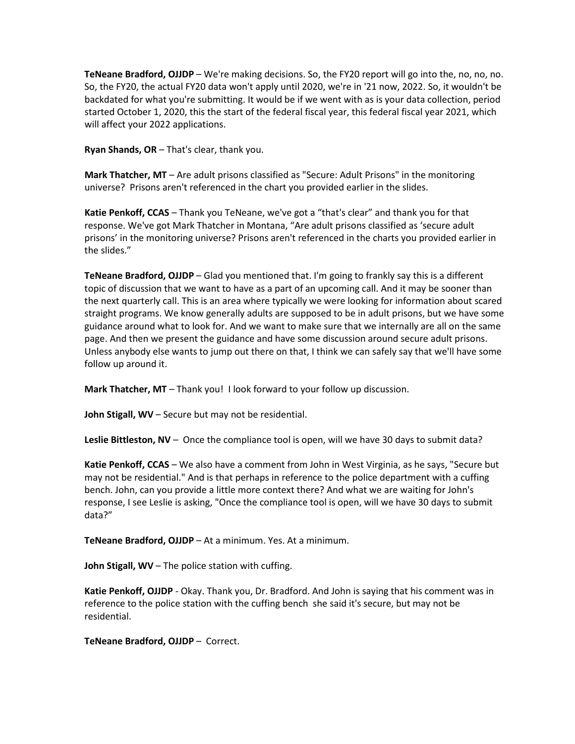**TeNeane Bradford, OJJDP** – We're making decisions. So, the FY20 report will go into the, no, no, no. So, the FY20, the actual FY20 data won't apply until 2020, we're in '21 now, 2022. So, it wouldn't be backdated for what you're submitting. It would be if we went with as is your data collection, period started October 1, 2020, this the start of the federal fiscal year, this federal fiscal year 2021, which will affect your 2022 applications.

**Ryan Shands, OR** – That's clear, thank you.

**Mark Thatcher, MT** – Are adult prisons classified as "Secure: Adult Prisons" in the monitoring universe? Prisons aren't referenced in the chart you provided earlier in the slides.

**Katie Penkoff, CCAS** – Thank you TeNeane, we've got a "that's clear" and thank you for that response. We've got Mark Thatcher in Montana, "Are adult prisons classified as 'secure adult prisons' in the monitoring universe? Prisons aren't referenced in the charts you provided earlier in the slides."

**TeNeane Bradford, OJJDP** – Glad you mentioned that. I'm going to frankly say this is a different topic of discussion that we want to have as a part of an upcoming call. And it may be sooner than the next quarterly call. This is an area where typically we were looking for information about scared straight programs. We know generally adults are supposed to be in adult prisons, but we have some guidance around what to look for. And we want to make sure that we internally are all on the same page. And then we present the guidance and have some discussion around secure adult prisons. Unless anybody else wants to jump out there on that, I think we can safely say that we'll have some follow up around it.

**Mark Thatcher, MT** – Thank you! I look forward to your follow up discussion.

**John Stigall, WV** – Secure but may not be residential.

**Leslie Bittleston, NV** – Once the compliance tool is open, will we have 30 days to submit data?

**Katie Penkoff, CCAS** – We also have a comment from John in West Virginia, as he says, "Secure but may not be residential." And is that perhaps in reference to the police department with a cuffing bench. John, can you provide a little more context there? And what we are waiting for John's response, I see Leslie is asking, "Once the compliance tool is open, will we have 30 days to submit data?"

**TeNeane Bradford, OJJDP** – At a minimum. Yes. At a minimum.

**John Stigall, WV** – The police station with cuffing.

**Katie Penkoff, OJJDP** - Okay. Thank you, Dr. Bradford. And John is saying that his comment was in reference to the police station with the cuffing bench she said it's secure, but may not be residential.

**TeNeane Bradford, OJJDP** – Correct.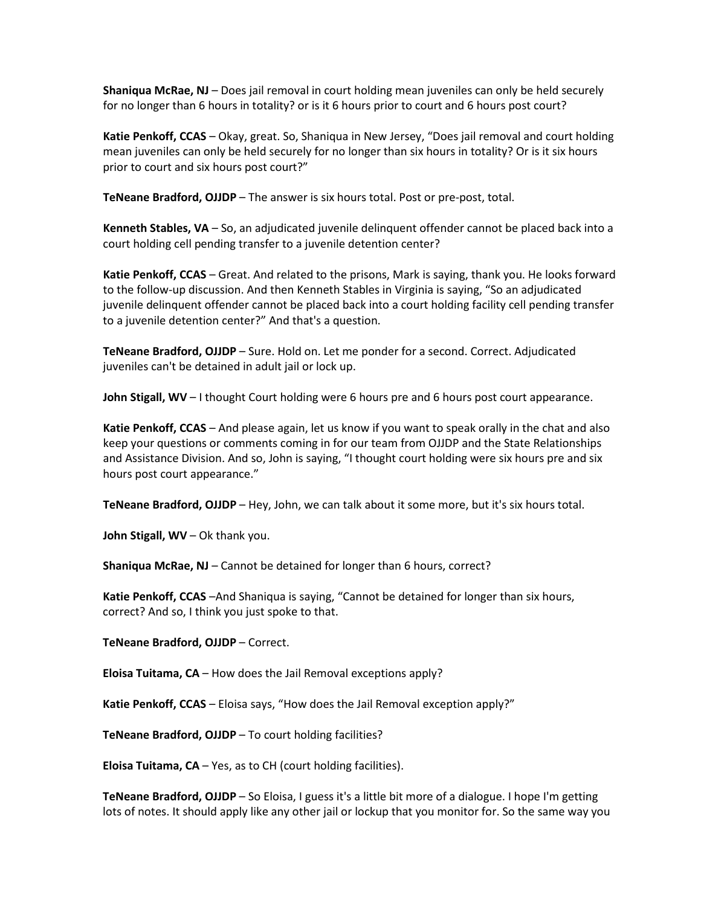**Shaniqua McRae, NJ** – Does jail removal in court holding mean juveniles can only be held securely for no longer than 6 hours in totality? or is it 6 hours prior to court and 6 hours post court?

**Katie Penkoff, CCAS** – Okay, great. So, Shaniqua in New Jersey, "Does jail removal and court holding mean juveniles can only be held securely for no longer than six hours in totality? Or is it six hours prior to court and six hours post court?"

**TeNeane Bradford, OJJDP** – The answer is six hours total. Post or pre-post, total.

**Kenneth Stables, VA** – So, an adjudicated juvenile delinquent offender cannot be placed back into a court holding cell pending transfer to a juvenile detention center?

**Katie Penkoff, CCAS** – Great. And related to the prisons, Mark is saying, thank you. He looks forward to the follow-up discussion. And then Kenneth Stables in Virginia is saying, "So an adjudicated juvenile delinquent offender cannot be placed back into a court holding facility cell pending transfer to a juvenile detention center?" And that's a question.

**TeNeane Bradford, OJJDP** – Sure. Hold on. Let me ponder for a second. Correct. Adjudicated juveniles can't be detained in adult jail or lock up.

**John Stigall, WV** – I thought Court holding were 6 hours pre and 6 hours post court appearance.

**Katie Penkoff, CCAS** – And please again, let us know if you want to speak orally in the chat and also keep your questions or comments coming in for our team from OJJDP and the State Relationships and Assistance Division. And so, John is saying, "I thought court holding were six hours pre and six hours post court appearance."

**TeNeane Bradford, OJJDP** – Hey, John, we can talk about it some more, but it's six hours total.

**John Stigall, WV** – Ok thank you.

**Shaniqua McRae, NJ** – Cannot be detained for longer than 6 hours, correct?

**Katie Penkoff, CCAS** –And Shaniqua is saying, "Cannot be detained for longer than six hours, correct? And so, I think you just spoke to that.

**TeNeane Bradford, OJJDP** – Correct.

**Eloisa Tuitama, CA** – How does the Jail Removal exceptions apply?

**Katie Penkoff, CCAS** – Eloisa says, "How does the Jail Removal exception apply?"

**TeNeane Bradford, OJJDP** – To court holding facilities?

**Eloisa Tuitama, CA** – Yes, as to CH (court holding facilities).

**TeNeane Bradford, OJJDP** – So Eloisa, I guess it's a little bit more of a dialogue. I hope I'm getting lots of notes. It should apply like any other jail or lockup that you monitor for. So the same way you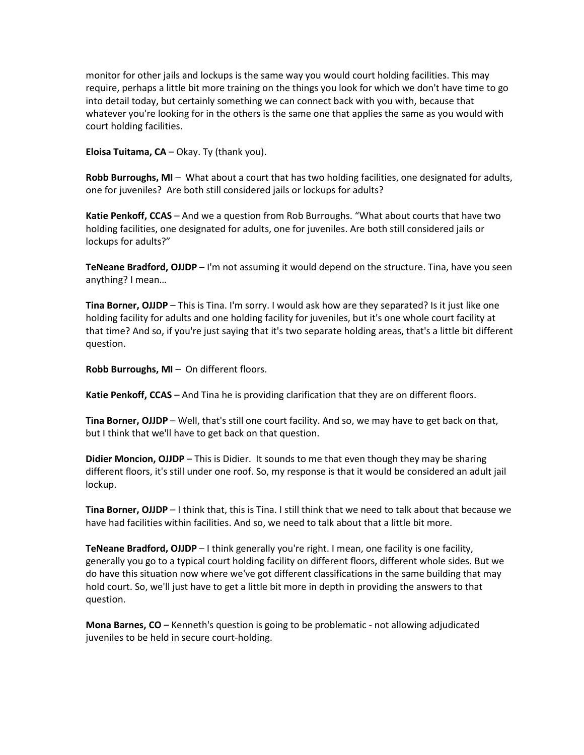monitor for other jails and lockups is the same way you would court holding facilities. This may require, perhaps a little bit more training on the things you look for which we don't have time to go into detail today, but certainly something we can connect back with you with, because that whatever you're looking for in the others is the same one that applies the same as you would with court holding facilities.

**Eloisa Tuitama, CA** – Okay. Ty (thank you).

**Robb Burroughs, MI** – What about a court that has two holding facilities, one designated for adults, one for juveniles? Are both still considered jails or lockups for adults?

**Katie Penkoff, CCAS** – And we a question from Rob Burroughs. "What about courts that have two holding facilities, one designated for adults, one for juveniles. Are both still considered jails or lockups for adults?"

**TeNeane Bradford, OJJDP** – I'm not assuming it would depend on the structure. Tina, have you seen anything? I mean…

**Tina Borner, OJJDP** – This is Tina. I'm sorry. I would ask how are they separated? Is it just like one holding facility for adults and one holding facility for juveniles, but it's one whole court facility at that time? And so, if you're just saying that it's two separate holding areas, that's a little bit different question.

**Robb Burroughs, MI** – On different floors.

**Katie Penkoff, CCAS** – And Tina he is providing clarification that they are on different floors.

**Tina Borner, OJJDP** – Well, that's still one court facility. And so, we may have to get back on that, but I think that we'll have to get back on that question.

**Didier Moncion, OJJDP** – This is Didier. It sounds to me that even though they may be sharing different floors, it's still under one roof. So, my response is that it would be considered an adult jail lockup.

**Tina Borner, OJJDP** – I think that, this is Tina. I still think that we need to talk about that because we have had facilities within facilities. And so, we need to talk about that a little bit more.

**TeNeane Bradford, OJJDP** – I think generally you're right. I mean, one facility is one facility, generally you go to a typical court holding facility on different floors, different whole sides. But we do have this situation now where we've got different classifications in the same building that may hold court. So, we'll just have to get a little bit more in depth in providing the answers to that question.

**Mona Barnes, CO** – Kenneth's question is going to be problematic - not allowing adjudicated juveniles to be held in secure court-holding.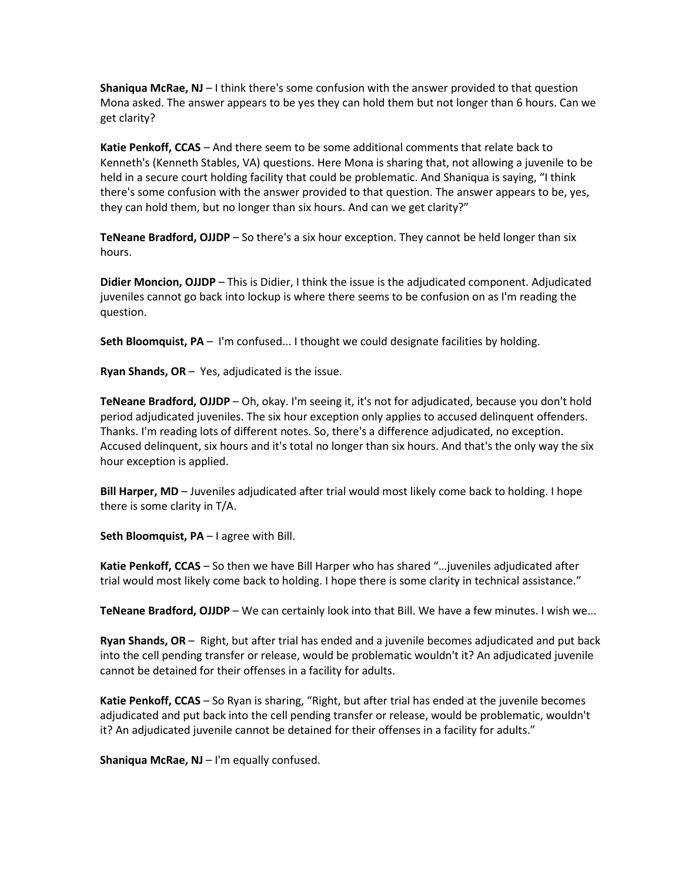**Shaniqua McRae, NJ** – I think there's some confusion with the answer provided to that question Mona asked. The answer appears to be yes they can hold them but not longer than 6 hours. Can we get clarity?

**Katie Penkoff, CCAS** – And there seem to be some additional comments that relate back to Kenneth's (Kenneth Stables, VA) questions. Here Mona is sharing that, not allowing a juvenile to be held in a secure court holding facility that could be problematic. And Shaniqua is saying, "I think there's some confusion with the answer provided to that question. The answer appears to be, yes, they can hold them, but no longer than six hours. And can we get clarity?"

**TeNeane Bradford, OJJDP** – So there's a six hour exception. They cannot be held longer than six hours.

**Didier Moncion, OJJDP** – This is Didier, I think the issue is the adjudicated component. Adjudicated juveniles cannot go back into lockup is where there seems to be confusion on as I'm reading the question.

**Seth Bloomquist, PA** – I'm confused... I thought we could designate facilities by holding.

**Ryan Shands, OR** – Yes, adjudicated is the issue.

**TeNeane Bradford, OJJDP** – Oh, okay. I'm seeing it, it's not for adjudicated, because you don't hold period adjudicated juveniles. The six hour exception only applies to accused delinquent offenders. Thanks. I'm reading lots of different notes. So, there's a difference adjudicated, no exception. Accused delinquent, six hours and it's total no longer than six hours. And that's the only way the six hour exception is applied.

**Bill Harper, MD** – Juveniles adjudicated after trial would most likely come back to holding. I hope there is some clarity in T/A.

**Seth Bloomquist, PA** – I agree with Bill.

**Katie Penkoff, CCAS** – So then we have Bill Harper who has shared "…juveniles adjudicated after trial would most likely come back to holding. I hope there is some clarity in technical assistance."

**TeNeane Bradford, OJJDP** – We can certainly look into that Bill. We have a few minutes. I wish we...

**Ryan Shands, OR** – Right, but after trial has ended and a juvenile becomes adjudicated and put back into the cell pending transfer or release, would be problematic wouldn't it? An adjudicated juvenile cannot be detained for their offenses in a facility for adults.

**Katie Penkoff, CCAS** – So Ryan is sharing, "Right, but after trial has ended at the juvenile becomes adjudicated and put back into the cell pending transfer or release, would be problematic, wouldn't it? An adjudicated juvenile cannot be detained for their offenses in a facility for adults."

**Shaniqua McRae, NJ** – I'm equally confused.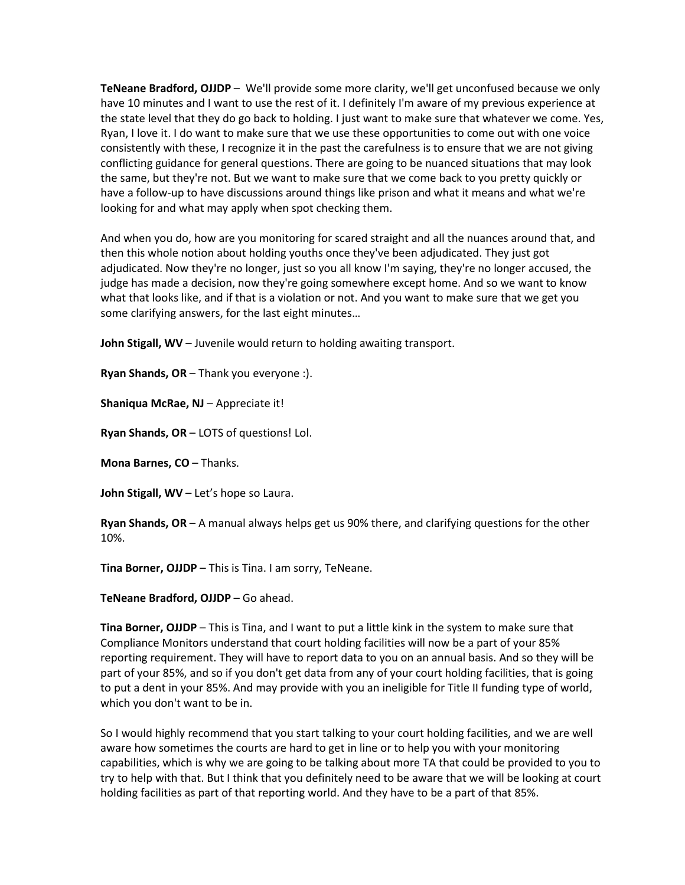**TeNeane Bradford, OJJDP** – We'll provide some more clarity, we'll get unconfused because we only have 10 minutes and I want to use the rest of it. I definitely I'm aware of my previous experience at the state level that they do go back to holding. I just want to make sure that whatever we come. Yes, Ryan, I love it. I do want to make sure that we use these opportunities to come out with one voice consistently with these, I recognize it in the past the carefulness is to ensure that we are not giving conflicting guidance for general questions. There are going to be nuanced situations that may look the same, but they're not. But we want to make sure that we come back to you pretty quickly or have a follow-up to have discussions around things like prison and what it means and what we're looking for and what may apply when spot checking them.

And when you do, how are you monitoring for scared straight and all the nuances around that, and then this whole notion about holding youths once they've been adjudicated. They just got adjudicated. Now they're no longer, just so you all know I'm saying, they're no longer accused, the judge has made a decision, now they're going somewhere except home. And so we want to know what that looks like, and if that is a violation or not. And you want to make sure that we get you some clarifying answers, for the last eight minutes…

**John Stigall, WV** – Juvenile would return to holding awaiting transport.

**Ryan Shands, OR** – Thank you everyone :).

**Shaniqua McRae, NJ** – Appreciate it!

**Ryan Shands, OR** – LOTS of questions! Lol.

**Mona Barnes, CO** – Thanks.

**John Stigall, WV** – Let's hope so Laura.

**Ryan Shands, OR** – A manual always helps get us 90% there, and clarifying questions for the other 10%.

**Tina Borner, OJJDP** – This is Tina. I am sorry, TeNeane.

**TeNeane Bradford, OJJDP** – Go ahead.

**Tina Borner, OJJDP** – This is Tina, and I want to put a little kink in the system to make sure that Compliance Monitors understand that court holding facilities will now be a part of your 85% reporting requirement. They will have to report data to you on an annual basis. And so they will be part of your 85%, and so if you don't get data from any of your court holding facilities, that is going to put a dent in your 85%. And may provide with you an ineligible for Title II funding type of world, which you don't want to be in.

So I would highly recommend that you start talking to your court holding facilities, and we are well aware how sometimes the courts are hard to get in line or to help you with your monitoring capabilities, which is why we are going to be talking about more TA that could be provided to you to try to help with that. But I think that you definitely need to be aware that we will be looking at court holding facilities as part of that reporting world. And they have to be a part of that 85%.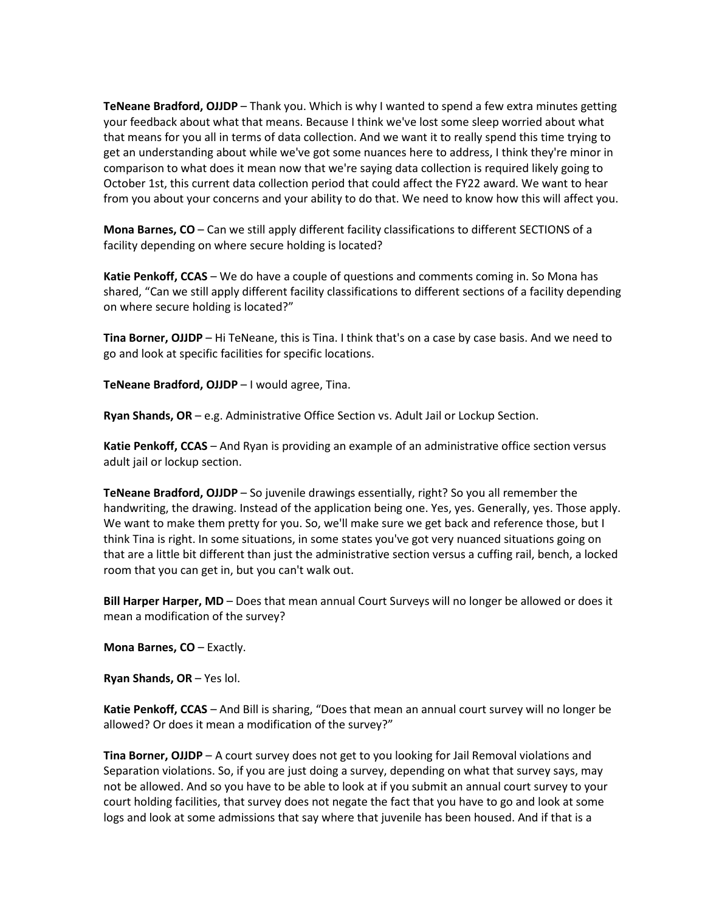**TeNeane Bradford, OJJDP** – Thank you. Which is why I wanted to spend a few extra minutes getting your feedback about what that means. Because I think we've lost some sleep worried about what that means for you all in terms of data collection. And we want it to really spend this time trying to get an understanding about while we've got some nuances here to address, I think they're minor in comparison to what does it mean now that we're saying data collection is required likely going to October 1st, this current data collection period that could affect the FY22 award. We want to hear from you about your concerns and your ability to do that. We need to know how this will affect you.

**Mona Barnes, CO** – Can we still apply different facility classifications to different SECTIONS of a facility depending on where secure holding is located?

**Katie Penkoff, CCAS** – We do have a couple of questions and comments coming in. So Mona has shared, "Can we still apply different facility classifications to different sections of a facility depending on where secure holding is located?"

**Tina Borner, OJJDP** – Hi TeNeane, this is Tina. I think that's on a case by case basis. And we need to go and look at specific facilities for specific locations.

**TeNeane Bradford, OJJDP** – I would agree, Tina.

**Ryan Shands, OR** – e.g. Administrative Office Section vs. Adult Jail or Lockup Section.

**Katie Penkoff, CCAS** – And Ryan is providing an example of an administrative office section versus adult jail or lockup section.

**TeNeane Bradford, OJJDP** – So juvenile drawings essentially, right? So you all remember the handwriting, the drawing. Instead of the application being one. Yes, yes. Generally, yes. Those apply. We want to make them pretty for you. So, we'll make sure we get back and reference those, but I think Tina is right. In some situations, in some states you've got very nuanced situations going on that are a little bit different than just the administrative section versus a cuffing rail, bench, a locked room that you can get in, but you can't walk out.

**Bill Harper Harper, MD** – Does that mean annual Court Surveys will no longer be allowed or does it mean a modification of the survey?

**Mona Barnes, CO** – Exactly.

**Ryan Shands, OR** – Yes lol.

**Katie Penkoff, CCAS** – And Bill is sharing, "Does that mean an annual court survey will no longer be allowed? Or does it mean a modification of the survey?"

**Tina Borner, OJJDP** – A court survey does not get to you looking for Jail Removal violations and Separation violations. So, if you are just doing a survey, depending on what that survey says, may not be allowed. And so you have to be able to look at if you submit an annual court survey to your court holding facilities, that survey does not negate the fact that you have to go and look at some logs and look at some admissions that say where that juvenile has been housed. And if that is a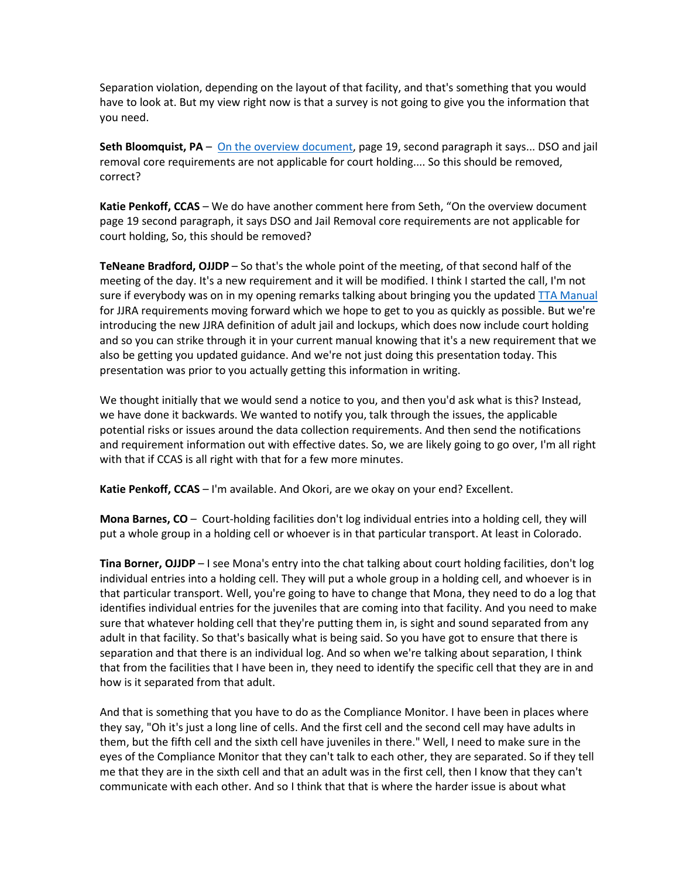Separation violation, depending on the layout of that facility, and that's something that you would have to look at. But my view right now is that a survey is not going to give you the information that you need.

**Seth Bloomquist, PA** – On the overview document, page 19, second paragraph it says... DSO and jail removal core requirements are not applicable for court holding.... So this should be removed, correct?

**Katie Penkoff, CCAS** – We do have another comment here from Seth, "On the overview document page 19 second paragraph, it says DSO and Jail Removal core requirements are not applicable for court holding, So, this should be removed?

**TeNeane Bradford, OJJDP** – So that's the whole point of the meeting, of that second half of the meeting of the day. It's a new requirement and it will be modified. I think I started the call, I'm not sure if everybody was on in my opening remarks talking about bringing you the updated TTA Manual for JJRA requirements moving forward which we hope to get to you as quickly as possible. But we're introducing the new JJRA definition of adult jail and lockups, which does now include court holding and so you can strike through it in your current manual knowing that it's a new requirement that we also be getting you updated guidance. And we're not just doing this presentation today. This presentation was prior to you actually getting this information in writing.

We thought initially that we would send a notice to you, and then you'd ask what is this? Instead, we have done it backwards. We wanted to notify you, talk through the issues, the applicable potential risks or issues around the data collection requirements. And then send the notifications and requirement information out with effective dates. So, we are likely going to go over, I'm all right with that if CCAS is all right with that for a few more minutes.

**Katie Penkoff, CCAS** – I'm available. And Okori, are we okay on your end? Excellent.

**Mona Barnes, CO** – Court-holding facilities don't log individual entries into a holding cell, they will put a whole group in a holding cell or whoever is in that particular transport. At least in Colorado.

**Tina Borner, OJJDP** – I see Mona's entry into the chat talking about court holding facilities, don't log individual entries into a holding cell. They will put a whole group in a holding cell, and whoever is in that particular transport. Well, you're going to have to change that Mona, they need to do a log that identifies individual entries for the juveniles that are coming into that facility. And you need to make sure that whatever holding cell that they're putting them in, is sight and sound separated from any adult in that facility. So that's basically what is being said. So you have got to ensure that there is separation and that there is an individual log. And so when we're talking about separation, I think that from the facilities that I have been in, they need to identify the specific cell that they are in and how is it separated from that adult.

And that is something that you have to do as the Compliance Monitor. I have been in places where they say, "Oh it's just a long line of cells. And the first cell and the second cell may have adults in them, but the fifth cell and the sixth cell have juveniles in there." Well, I need to make sure in the eyes of the Compliance Monitor that they can't talk to each other, they are separated. So if they tell me that they are in the sixth cell and that an adult was in the first cell, then I know that they can't communicate with each other. And so I think that that is where the harder issue is about what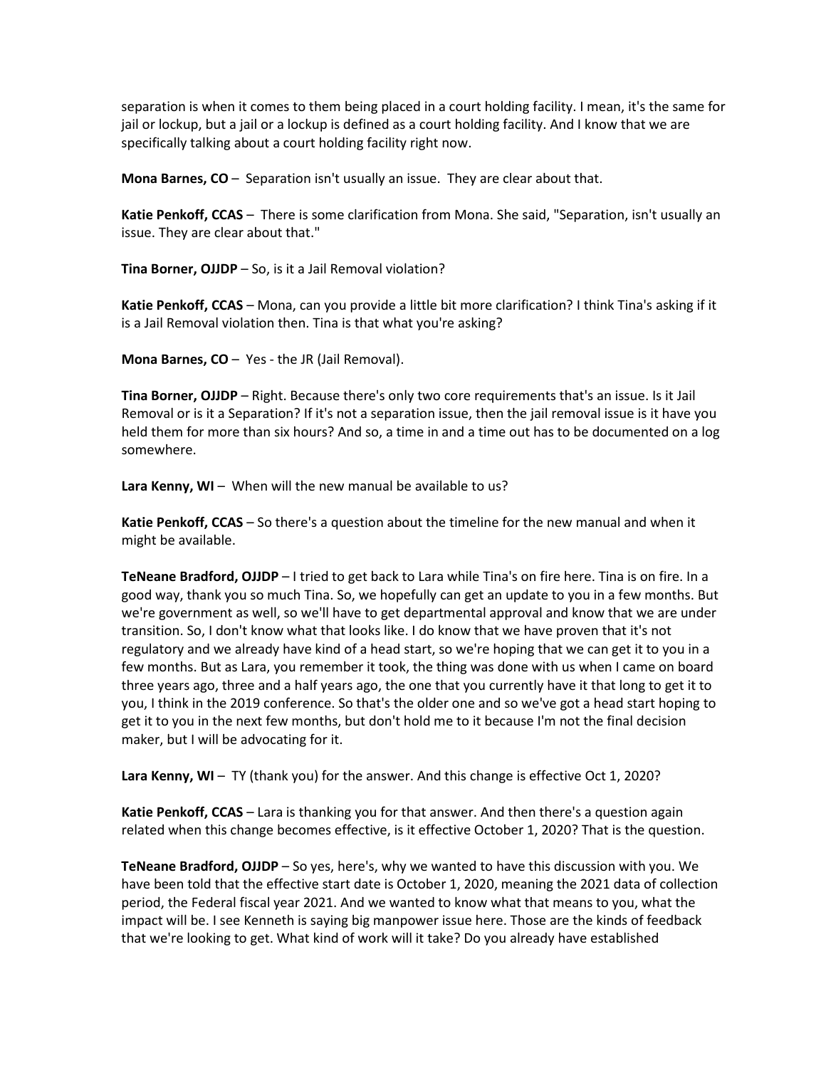separation is when it comes to them being placed in a court holding facility. I mean, it's the same for jail or lockup, but a jail or a lockup is defined as a court holding facility. And I know that we are specifically talking about a court holding facility right now.

**Mona Barnes, CO** – Separation isn't usually an issue. They are clear about that.

**Katie Penkoff, CCAS** – There is some clarification from Mona. She said, "Separation, isn't usually an issue. They are clear about that."

**Tina Borner, OJJDP** – So, is it a Jail Removal violation?

**Katie Penkoff, CCAS** – Mona, can you provide a little bit more clarification? I think Tina's asking if it is a Jail Removal violation then. Tina is that what you're asking?

**Mona Barnes, CO** – Yes - the JR (Jail Removal).

**Tina Borner, OJJDP** – Right. Because there's only two core requirements that's an issue. Is it Jail Removal or is it a Separation? If it's not a separation issue, then the jail removal issue is it have you held them for more than six hours? And so, a time in and a time out has to be documented on a log somewhere.

**Lara Kenny, WI** – When will the new manual be available to us?

**Katie Penkoff, CCAS** – So there's a question about the timeline for the new manual and when it might be available.

**TeNeane Bradford, OJJDP** – I tried to get back to Lara while Tina's on fire here. Tina is on fire. In a good way, thank you so much Tina. So, we hopefully can get an update to you in a few months. But we're government as well, so we'll have to get departmental approval and know that we are under transition. So, I don't know what that looks like. I do know that we have proven that it's not regulatory and we already have kind of a head start, so we're hoping that we can get it to you in a few months. But as Lara, you remember it took, the thing was done with us when I came on board three years ago, three and a half years ago, the one that you currently have it that long to get it to you, I think in the 2019 conference. So that's the older one and so we've got a head start hoping to get it to you in the next few months, but don't hold me to it because I'm not the final decision maker, but I will be advocating for it.

**Lara Kenny, WI** – TY (thank you) for the answer. And this change is effective Oct 1, 2020?

**Katie Penkoff, CCAS** – Lara is thanking you for that answer. And then there's a question again related when this change becomes effective, is it effective October 1, 2020? That is the question.

**TeNeane Bradford, OJJDP** – So yes, here's, why we wanted to have this discussion with you. We have been told that the effective start date is October 1, 2020, meaning the 2021 data of collection period, the Federal fiscal year 2021. And we wanted to know what that means to you, what the impact will be. I see Kenneth is saying big manpower issue here. Those are the kinds of feedback that we're looking to get. What kind of work will it take? Do you already have established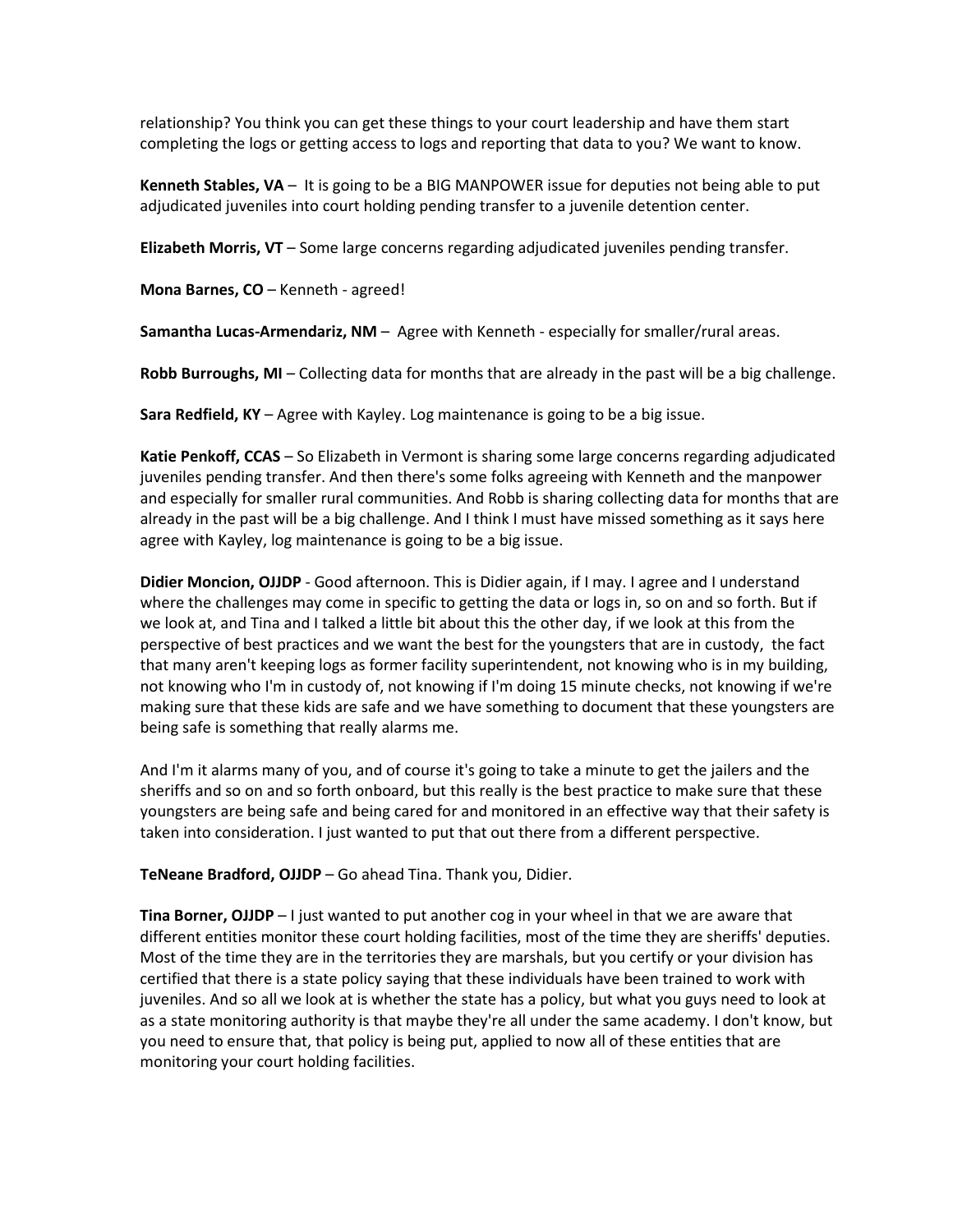relationship? You think you can get these things to your court leadership and have them start completing the logs or getting access to logs and reporting that data to you? We want to know.

**Kenneth Stables, VA** – It is going to be a BIG MANPOWER issue for deputies not being able to put adjudicated juveniles into court holding pending transfer to a juvenile detention center.

**Elizabeth Morris, VT** – Some large concerns regarding adjudicated juveniles pending transfer.

**Mona Barnes, CO** – Kenneth - agreed!

**Samantha Lucas-Armendariz, NM** – Agree with Kenneth - especially for smaller/rural areas.

**Robb Burroughs, MI** – Collecting data for months that are already in the past will be a big challenge.

**Sara Redfield, KY** – Agree with Kayley. Log maintenance is going to be a big issue.

**Katie Penkoff, CCAS** – So Elizabeth in Vermont is sharing some large concerns regarding adjudicated juveniles pending transfer. And then there's some folks agreeing with Kenneth and the manpower and especially for smaller rural communities. And Robb is sharing collecting data for months that are already in the past will be a big challenge. And I think I must have missed something as it says here agree with Kayley, log maintenance is going to be a big issue.

**Didier Moncion, OJJDP** - Good afternoon. This is Didier again, if I may. I agree and I understand where the challenges may come in specific to getting the data or logs in, so on and so forth. But if we look at, and Tina and I talked a little bit about this the other day, if we look at this from the perspective of best practices and we want the best for the youngsters that are in custody, the fact that many aren't keeping logs as former facility superintendent, not knowing who is in my building, not knowing who I'm in custody of, not knowing if I'm doing 15 minute checks, not knowing if we're making sure that these kids are safe and we have something to document that these youngsters are being safe is something that really alarms me.

And I'm it alarms many of you, and of course it's going to take a minute to get the jailers and the sheriffs and so on and so forth onboard, but this really is the best practice to make sure that these youngsters are being safe and being cared for and monitored in an effective way that their safety is taken into consideration. I just wanted to put that out there from a different perspective.

**TeNeane Bradford, OJJDP** – Go ahead Tina. Thank you, Didier.

**Tina Borner, OJJDP** – I just wanted to put another cog in your wheel in that we are aware that different entities monitor these court holding facilities, most of the time they are sheriffs' deputies. Most of the time they are in the territories they are marshals, but you certify or your division has certified that there is a state policy saying that these individuals have been trained to work with juveniles. And so all we look at is whether the state has a policy, but what you guys need to look at as a state monitoring authority is that maybe they're all under the same academy. I don't know, but you need to ensure that, that policy is being put, applied to now all of these entities that are monitoring your court holding facilities.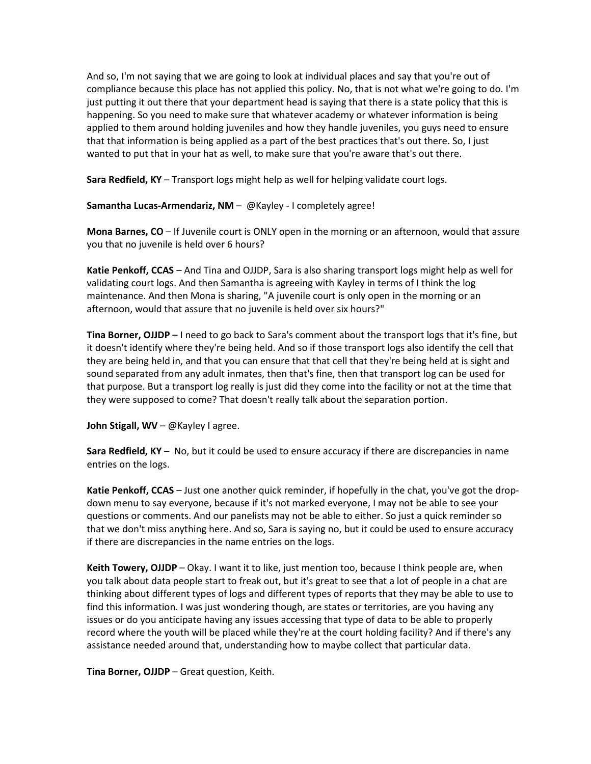And so, I'm not saying that we are going to look at individual places and say that you're out of compliance because this place has not applied this policy. No, that is not what we're going to do. I'm just putting it out there that your department head is saying that there is a state policy that this is happening. So you need to make sure that whatever academy or whatever information is being applied to them around holding juveniles and how they handle juveniles, you guys need to ensure that that information is being applied as a part of the best practices that's out there. So, I just wanted to put that in your hat as well, to make sure that you're aware that's out there.

**Sara Redfield, KY** – Transport logs might help as well for helping validate court logs.

**Samantha Lucas-Armendariz, NM** – @Kayley - I completely agree!

**Mona Barnes, CO** – If Juvenile court is ONLY open in the morning or an afternoon, would that assure you that no juvenile is held over 6 hours?

**Katie Penkoff, CCAS** – And Tina and OJJDP, Sara is also sharing transport logs might help as well for validating court logs. And then Samantha is agreeing with Kayley in terms of I think the log maintenance. And then Mona is sharing, "A juvenile court is only open in the morning or an afternoon, would that assure that no juvenile is held over six hours?"

**Tina Borner, OJJDP** – I need to go back to Sara's comment about the transport logs that it's fine, but it doesn't identify where they're being held. And so if those transport logs also identify the cell that they are being held in, and that you can ensure that that cell that they're being held at is sight and sound separated from any adult inmates, then that's fine, then that transport log can be used for that purpose. But a transport log really is just did they come into the facility or not at the time that they were supposed to come? That doesn't really talk about the separation portion.

**John Stigall, WV** – @Kayley I agree.

**Sara Redfield, KY** – No, but it could be used to ensure accuracy if there are discrepancies in name entries on the logs.

**Katie Penkoff, CCAS** – Just one another quick reminder, if hopefully in the chat, you've got the drop-down menu to say everyone, because if it's not marked everyone, I may not be able to see your questions or comments. And our panelists may not be able to either. So just a quick reminder so that we don't miss anything here. And so, Sara is saying no, but it could be used to ensure accuracy if there are discrepancies in the name entries on the logs.

**Keith Towery, OJJDP** – Okay. I want it to like, just mention too, because I think people are, when you talk about data people start to freak out, but it's great to see that a lot of people in a chat are thinking about different types of logs and different types of reports that they may be able to use to find this information. I was just wondering though, are states or territories, are you having any issues or do you anticipate having any issues accessing that type of data to be able to properly record where the youth will be placed while they're at the court holding facility? And if there's any assistance needed around that, understanding how to maybe collect that particular data.

**Tina Borner, OJJDP** – Great question, Keith.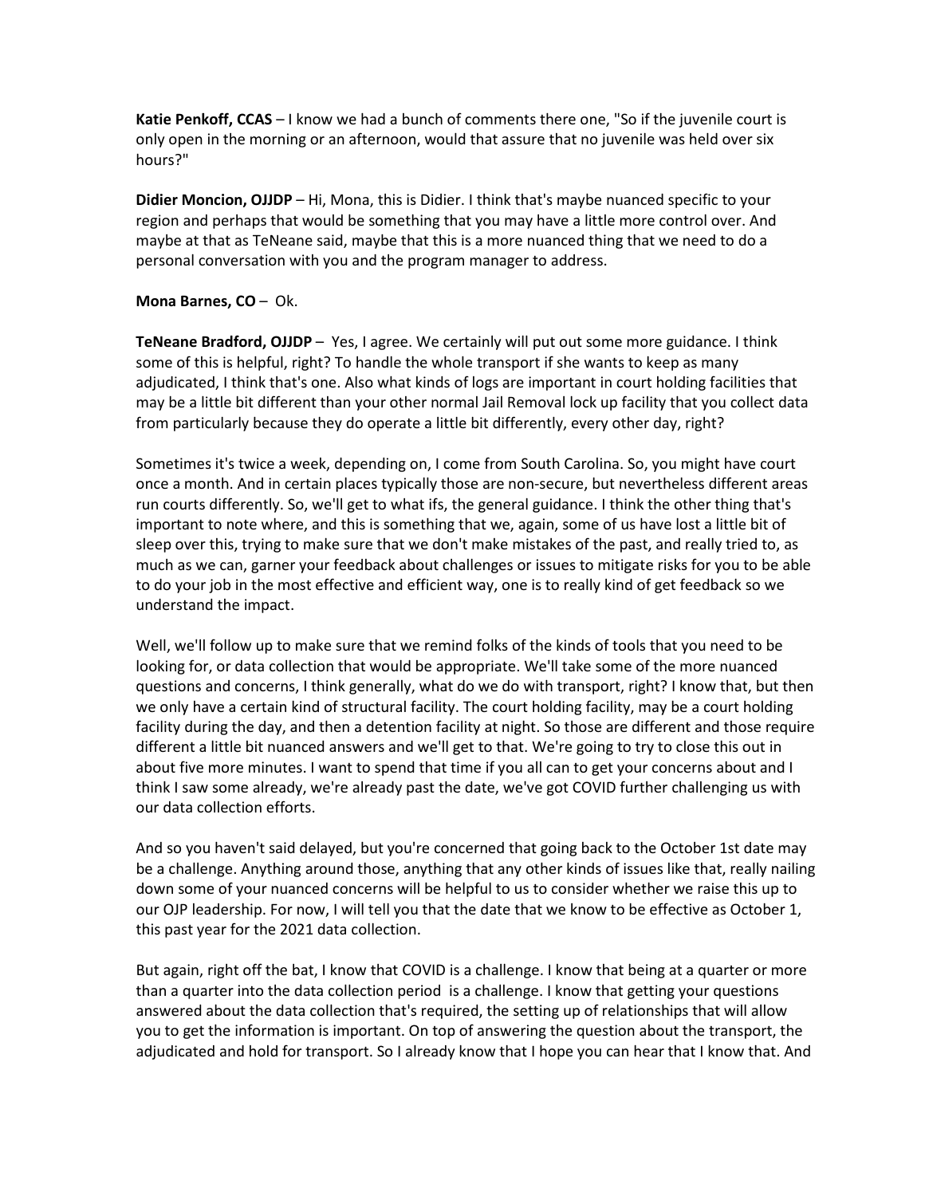**Katie Penkoff, CCAS** – I know we had a bunch of comments there one, "So if the juvenile court is only open in the morning or an afternoon, would that assure that no juvenile was held over six hours?"

**Didier Moncion, OJJDP** – Hi, Mona, this is Didier. I think that's maybe nuanced specific to your region and perhaps that would be something that you may have a little more control over. And maybe at that as TeNeane said, maybe that this is a more nuanced thing that we need to do a personal conversation with you and the program manager to address.

**Mona Barnes, CO** – Ok.

**TeNeane Bradford, OJJDP** – Yes, I agree. We certainly will put out some more guidance. I think some of this is helpful, right? To handle the whole transport if she wants to keep as many adjudicated, I think that's one. Also what kinds of logs are important in court holding facilities that may be a little bit different than your other normal Jail Removal lock up facility that you collect data from particularly because they do operate a little bit differently, every other day, right?

Sometimes it's twice a week, depending on, I come from South Carolina. So, you might have court once a month. And in certain places typically those are non-secure, but nevertheless different areas run courts differently. So, we'll get to what ifs, the general guidance. I think the other thing that's important to note where, and this is something that we, again, some of us have lost a little bit of sleep over this, trying to make sure that we don't make mistakes of the past, and really tried to, as much as we can, garner your feedback about challenges or issues to mitigate risks for you to be able to do your job in the most effective and efficient way, one is to really kind of get feedback so we understand the impact.

Well, we'll follow up to make sure that we remind folks of the kinds of tools that you need to be looking for, or data collection that would be appropriate. We'll take some of the more nuanced questions and concerns, I think generally, what do we do with transport, right? I know that, but then we only have a certain kind of structural facility. The court holding facility, may be a court holding facility during the day, and then a detention facility at night. So those are different and those require different a little bit nuanced answers and we'll get to that. We're going to try to close this out in about five more minutes. I want to spend that time if you all can to get your concerns about and I think I saw some already, we're already past the date, we've got COVID further challenging us with our data collection efforts.

And so you haven't said delayed, but you're concerned that going back to the October 1st date may be a challenge. Anything around those, anything that any other kinds of issues like that, really nailing down some of your nuanced concerns will be helpful to us to consider whether we raise this up to our OJP leadership. For now, I will tell you that the date that we know to be effective as October 1, this past year for the 2021 data collection.

But again, right off the bat, I know that COVID is a challenge. I know that being at a quarter or more than a quarter into the data collection period is a challenge. I know that getting your questions answered about the data collection that's required, the setting up of relationships that will allow you to get the information is important. On top of answering the question about the transport, the adjudicated and hold for transport. So I already know that I hope you can hear that I know that. And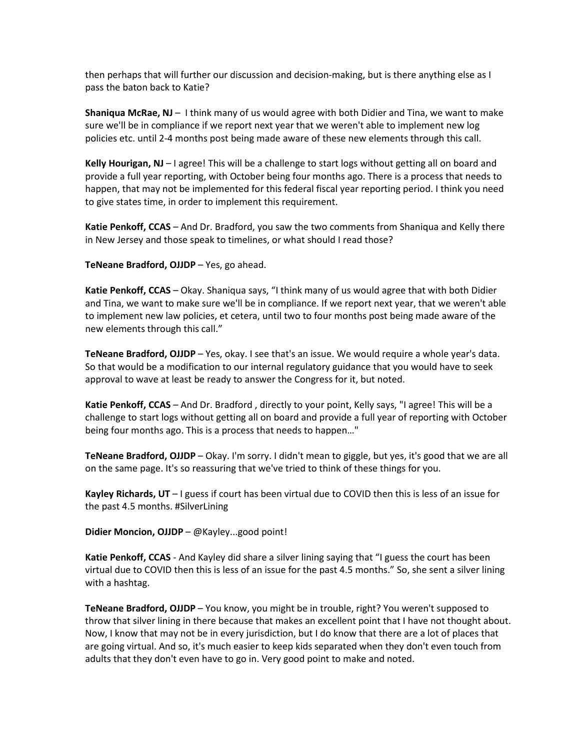then perhaps that will further our discussion and decision-making, but is there anything else as I pass the baton back to Katie?

**Shaniqua McRae, NJ** – I think many of us would agree with both Didier and Tina, we want to make sure we'll be in compliance if we report next year that we weren't able to implement new log policies etc. until 2-4 months post being made aware of these new elements through this call.

**Kelly Hourigan, NJ** – I agree! This will be a challenge to start logs without getting all on board and provide a full year reporting, with October being four months ago. There is a process that needs to happen, that may not be implemented for this federal fiscal year reporting period. I think you need to give states time, in order to implement this requirement.

**Katie Penkoff, CCAS** – And Dr. Bradford, you saw the two comments from Shaniqua and Kelly there in New Jersey and those speak to timelines, or what should I read those?

**TeNeane Bradford, OJJDP** – Yes, go ahead.

**Katie Penkoff, CCAS** – Okay. Shaniqua says, "I think many of us would agree that with both Didier and Tina, we want to make sure we'll be in compliance. If we report next year, that we weren't able to implement new law policies, et cetera, until two to four months post being made aware of the new elements through this call."

**TeNeane Bradford, OJJDP** – Yes, okay. I see that's an issue. We would require a whole year's data. So that would be a modification to our internal regulatory guidance that you would have to seek approval to wave at least be ready to answer the Congress for it, but noted.

**Katie Penkoff, CCAS** – And Dr. Bradford , directly to your point, Kelly says, "I agree! This will be a challenge to start logs without getting all on board and provide a full year of reporting with October being four months ago. This is a process that needs to happen…"

**TeNeane Bradford, OJJDP** – Okay. I'm sorry. I didn't mean to giggle, but yes, it's good that we are all on the same page. It's so reassuring that we've tried to think of these things for you.

**Kayley Richards, UT** – I guess if court has been virtual due to COVID then this is less of an issue for the past 4.5 months. #SilverLining

**Didier Moncion, OJJDP** – @Kayley...good point!

**Katie Penkoff, CCAS** - And Kayley did share a silver lining saying that "I guess the court has been virtual due to COVID then this is less of an issue for the past 4.5 months." So, she sent a silver lining with a hashtag.

**TeNeane Bradford, OJJDP** – You know, you might be in trouble, right? You weren't supposed to throw that silver lining in there because that makes an excellent point that I have not thought about. Now, I know that may not be in every jurisdiction, but I do know that there are a lot of places that are going virtual. And so, it's much easier to keep kids separated when they don't even touch from adults that they don't even have to go in. Very good point to make and noted.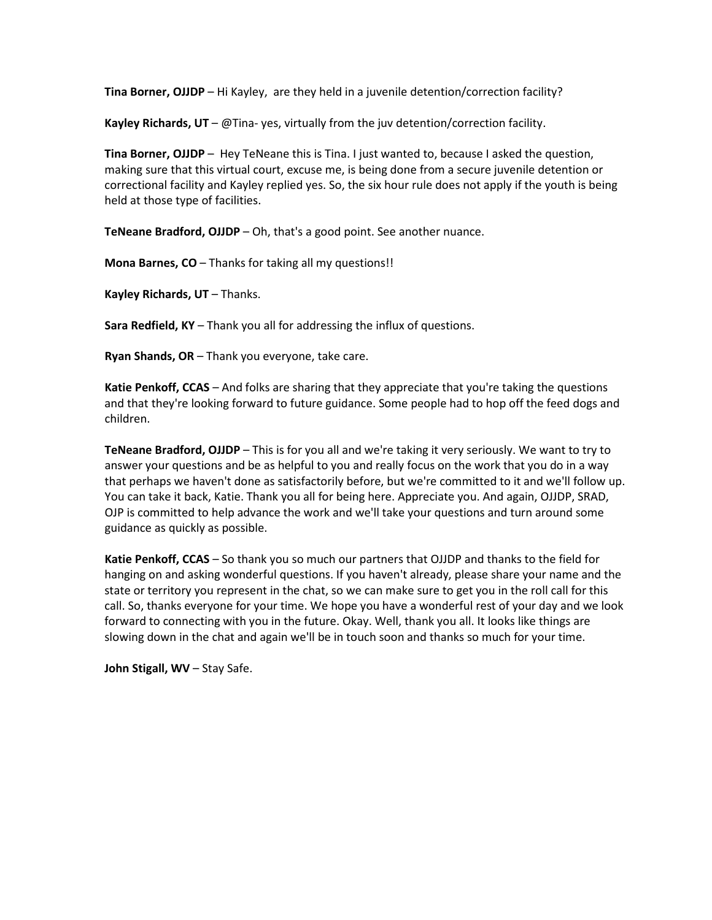**Tina Borner, OJJDP** – Hi Kayley, are they held in a juvenile detention/correction facility?

**Kayley Richards, UT** – @Tina- yes, virtually from the juv detention/correction facility.

**Tina Borner, OJJDP** – Hey TeNeane this is Tina. I just wanted to, because I asked the question, making sure that this virtual court, excuse me, is being done from a secure juvenile detention or correctional facility and Kayley replied yes. So, the six hour rule does not apply if the youth is being held at those type of facilities.

**TeNeane Bradford, OJJDP** – Oh, that's a good point. See another nuance.

**Mona Barnes, CO** – Thanks for taking all my questions!!

**Kayley Richards, UT** – Thanks.

**Sara Redfield, KY** – Thank you all for addressing the influx of questions.

**Ryan Shands, OR** – Thank you everyone, take care.

**Katie Penkoff, CCAS** – And folks are sharing that they appreciate that you're taking the questions and that they're looking forward to future guidance. Some people had to hop off the feed dogs and children.

**TeNeane Bradford, OJJDP** – This is for you all and we're taking it very seriously. We want to try to answer your questions and be as helpful to you and really focus on the work that you do in a way that perhaps we haven't done as satisfactorily before, but we're committed to it and we'll follow up. You can take it back, Katie. Thank you all for being here. Appreciate you. And again, OJJDP, SRAD, OJP is committed to help advance the work and we'll take your questions and turn around some guidance as quickly as possible.

**Katie Penkoff, CCAS** – So thank you so much our partners that OJJDP and thanks to the field for hanging on and asking wonderful questions. If you haven't already, please share your name and the state or territory you represent in the chat, so we can make sure to get you in the roll call for this call. So, thanks everyone for your time. We hope you have a wonderful rest of your day and we look forward to connecting with you in the future. Okay. Well, thank you all. It looks like things are slowing down in the chat and again we'll be in touch soon and thanks so much for your time.

**John Stigall, WV** – Stay Safe.